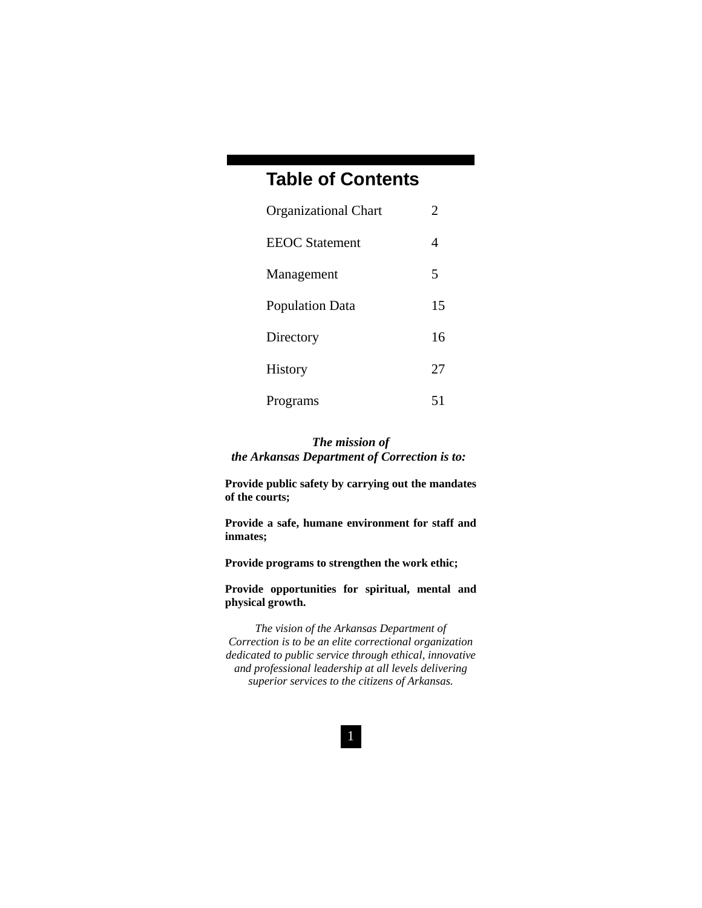## Table of Contents

| | |
|---|---|
| Organizational Chart | 2 |
| EEOC Statement | 4 |
| Management | 5 |
| Population Data | 15 |
| Directory | 16 |
| History | 27 |
| Programs | 51 |

***The mission of the Arkansas Department of Correction is to:***

**Provide public safety by carrying out the mandates of the courts;**

**Provide a safe, humane environment for staff and inmates;**

**Provide programs to strengthen the work ethic;**

**Provide opportunities for spiritual, mental and physical growth.**

*The vision of the Arkansas Department of Correction is to be an elite correctional organization dedicated to public service through ethical, innovative and professional leadership at all levels delivering superior services to the citizens of Arkansas.*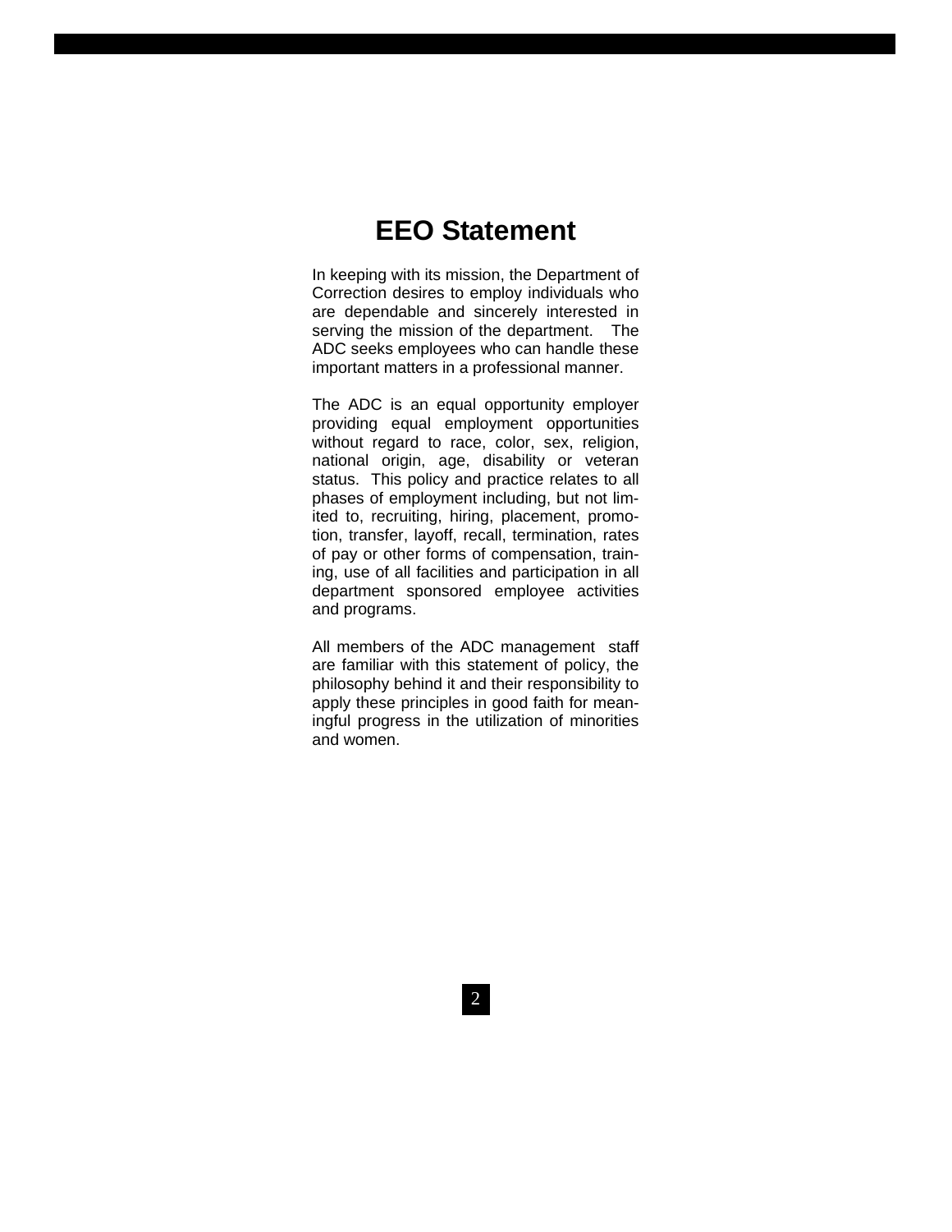# EEO Statement

In keeping with its mission, the Department of Correction desires to employ individuals who are dependable and sincerely interested in serving the mission of the department. The ADC seeks employees who can handle these important matters in a professional manner.

The ADC is an equal opportunity employer providing equal employment opportunities without regard to race, color, sex, religion, national origin, age, disability or veteran status. This policy and practice relates to all phases of employment including, but not limited to, recruiting, hiring, placement, promotion, transfer, layoff, recall, termination, rates of pay or other forms of compensation, training, use of all facilities and participation in all department sponsored employee activities and programs.

All members of the ADC management staff are familiar with this statement of policy, the philosophy behind it and their responsibility to apply these principles in good faith for meaningful progress in the utilization of minorities and women.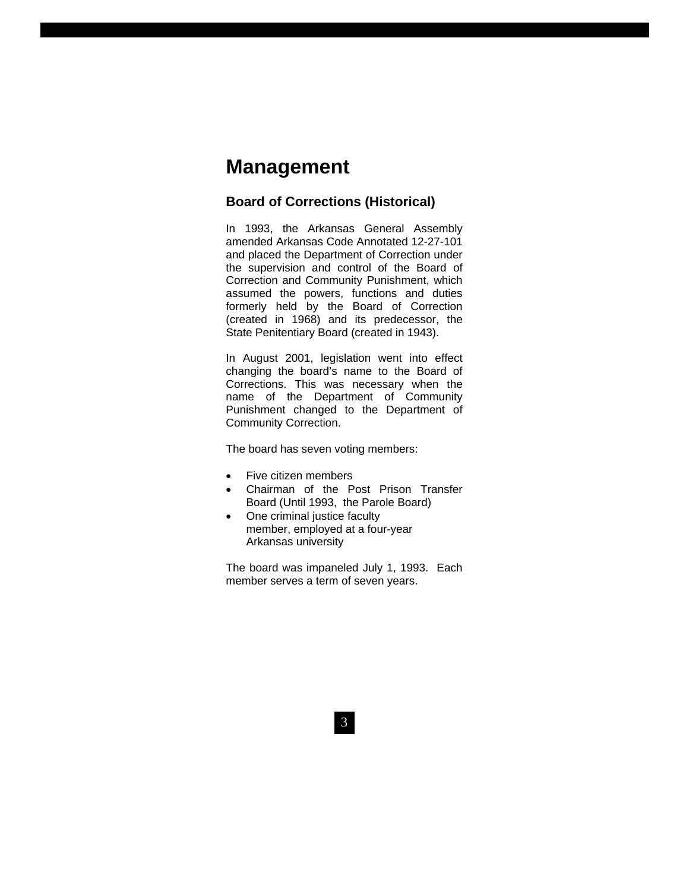# Management

## Board of Corrections (Historical)

In 1993, the Arkansas General Assembly amended Arkansas Code Annotated 12-27-101 and placed the Department of Correction under the supervision and control of the Board of Correction and Community Punishment, which assumed the powers, functions and duties formerly held by the Board of Correction (created in 1968) and its predecessor, the State Penitentiary Board (created in 1943).

In August 2001, legislation went into effect changing the board's name to the Board of Corrections. This was necessary when the name of the Department of Community Punishment changed to the Department of Community Correction.

The board has seven voting members:

- Five citizen members
- Chairman of the Post Prison Transfer Board (Until 1993, the Parole Board)
- One criminal justice faculty member, employed at a four-year Arkansas university

The board was impaneled July 1, 1993. Each member serves a term of seven years.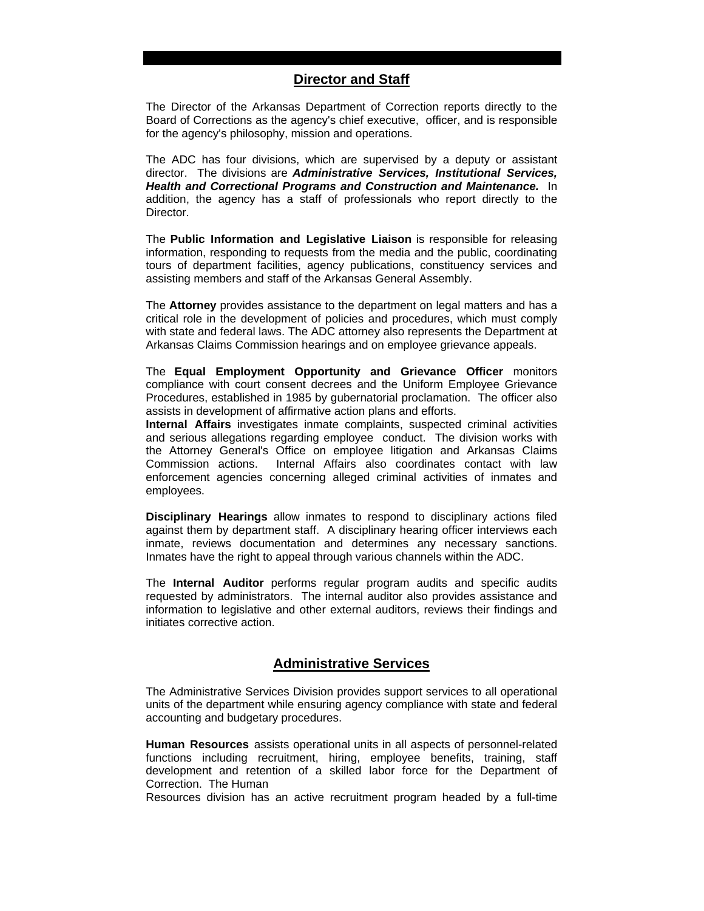## Director and Staff

The Director of the Arkansas Department of Correction reports directly to the Board of Corrections as the agency's chief executive, officer, and is responsible for the agency's philosophy, mission and operations.

The ADC has four divisions, which are supervised by a deputy or assistant director. The divisions are ***Administrative Services, Institutional Services, Health and Correctional Programs and Construction and Maintenance.*** In addition, the agency has a staff of professionals who report directly to the Director.

The **Public Information and Legislative Liaison** is responsible for releasing information, responding to requests from the media and the public, coordinating tours of department facilities, agency publications, constituency services and assisting members and staff of the Arkansas General Assembly.

The **Attorney** provides assistance to the department on legal matters and has a critical role in the development of policies and procedures, which must comply with state and federal laws. The ADC attorney also represents the Department at Arkansas Claims Commission hearings and on employee grievance appeals.

The **Equal Employment Opportunity and Grievance Officer** monitors compliance with court consent decrees and the Uniform Employee Grievance Procedures, established in 1985 by gubernatorial proclamation. The officer also assists in development of affirmative action plans and efforts.

**Internal Affairs** investigates inmate complaints, suspected criminal activities and serious allegations regarding employee conduct. The division works with the Attorney General's Office on employee litigation and Arkansas Claims Commission actions. Internal Affairs also coordinates contact with law enforcement agencies concerning alleged criminal activities of inmates and employees.

**Disciplinary Hearings** allow inmates to respond to disciplinary actions filed against them by department staff. A disciplinary hearing officer interviews each inmate, reviews documentation and determines any necessary sanctions. Inmates have the right to appeal through various channels within the ADC.

The **Internal Auditor** performs regular program audits and specific audits requested by administrators. The internal auditor also provides assistance and information to legislative and other external auditors, reviews their findings and initiates corrective action.

## Administrative Services

The Administrative Services Division provides support services to all operational units of the department while ensuring agency compliance with state and federal accounting and budgetary procedures.

**Human Resources** assists operational units in all aspects of personnel-related functions including recruitment, hiring, employee benefits, training, staff development and retention of a skilled labor force for the Department of Correction. The Human Resources division has an active recruitment program headed by a full-time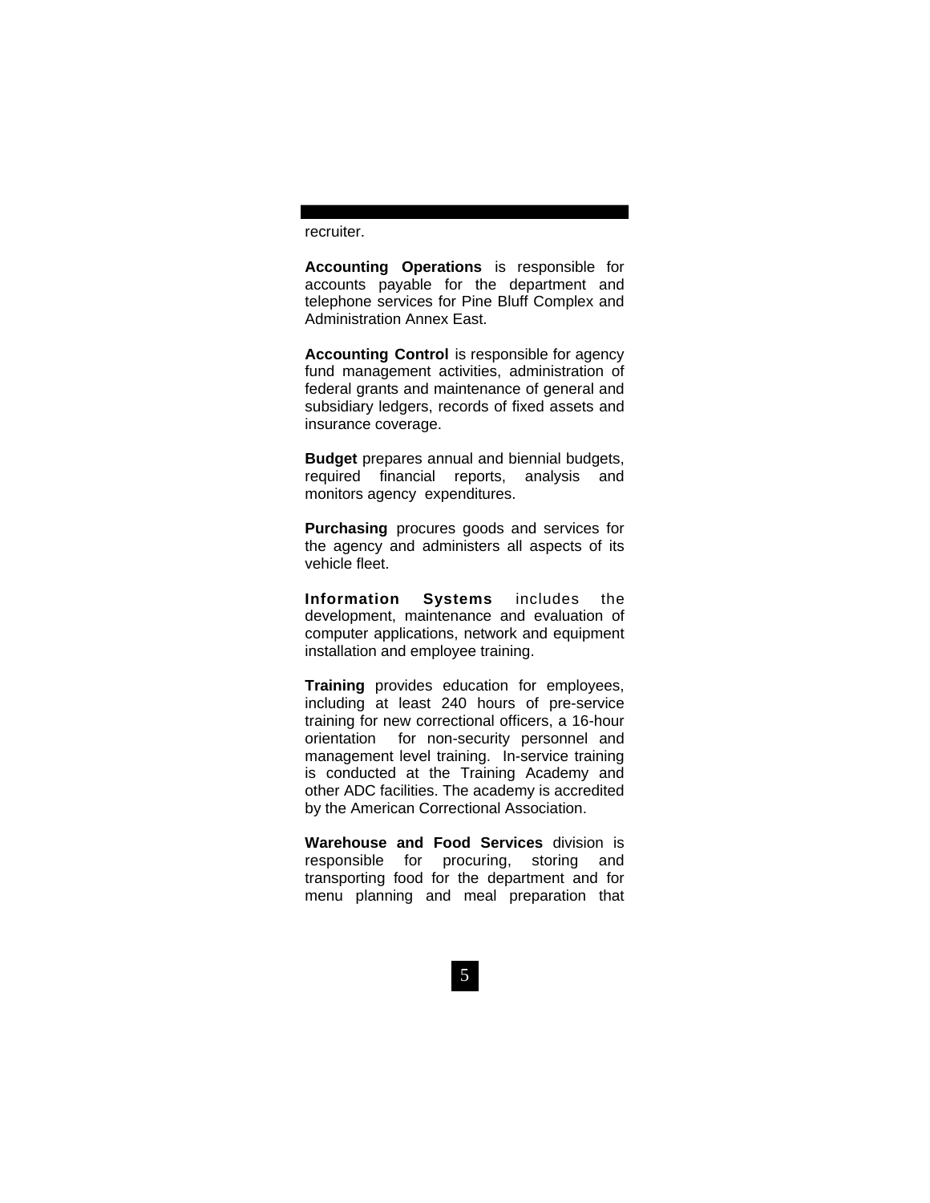recruiter.

**Accounting Operations** is responsible for accounts payable for the department and telephone services for Pine Bluff Complex and Administration Annex East.

**Accounting Control** is responsible for agency fund management activities, administration of federal grants and maintenance of general and subsidiary ledgers, records of fixed assets and insurance coverage.

**Budget** prepares annual and biennial budgets, required financial reports, analysis and monitors agency expenditures.

**Purchasing** procures goods and services for the agency and administers all aspects of its vehicle fleet.

**Information Systems** includes the development, maintenance and evaluation of computer applications, network and equipment installation and employee training.

**Training** provides education for employees, including at least 240 hours of pre-service training for new correctional officers, a 16-hour orientation for non-security personnel and management level training. In-service training is conducted at the Training Academy and other ADC facilities. The academy is accredited by the American Correctional Association.

**Warehouse and Food Services** division is responsible for procuring, storing and transporting food for the department and for menu planning and meal preparation that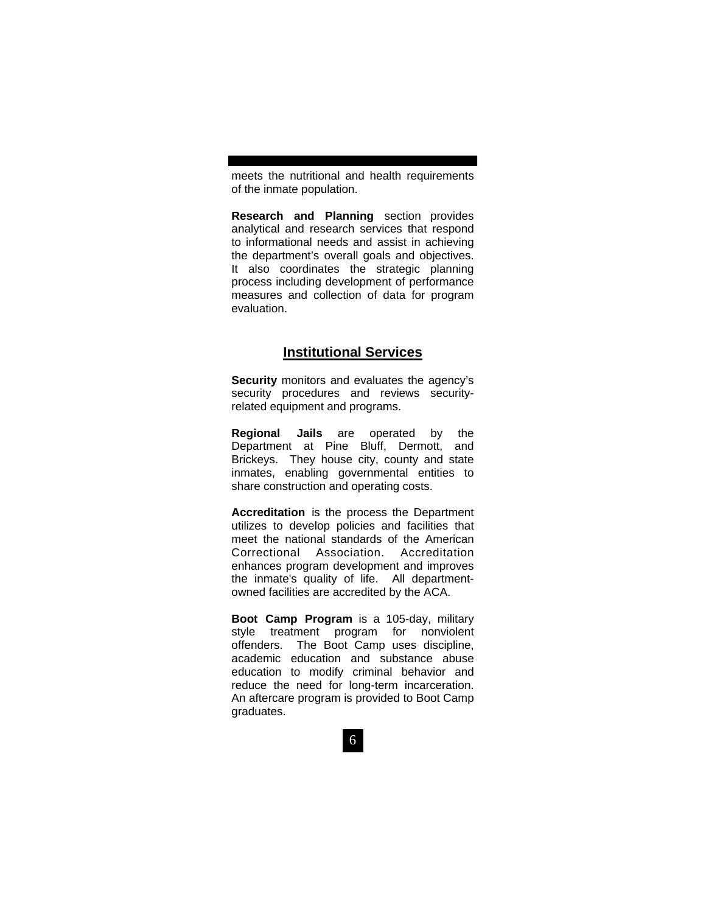meets the nutritional and health requirements of the inmate population.

**Research and Planning** section provides analytical and research services that respond to informational needs and assist in achieving the department's overall goals and objectives. It also coordinates the strategic planning process including development of performance measures and collection of data for program evaluation.

## Institutional Services

**Security** monitors and evaluates the agency's security procedures and reviews security-related equipment and programs.

**Regional Jails** are operated by the Department at Pine Bluff, Dermott, and Brickeys. They house city, county and state inmates, enabling governmental entities to share construction and operating costs.

**Accreditation** is the process the Department utilizes to develop policies and facilities that meet the national standards of the American Correctional Association. Accreditation enhances program development and improves the inmate's quality of life. All department-owned facilities are accredited by the ACA.

**Boot Camp Program** is a 105-day, military style treatment program for nonviolent offenders. The Boot Camp uses discipline, academic education and substance abuse education to modify criminal behavior and reduce the need for long-term incarceration. An aftercare program is provided to Boot Camp graduates.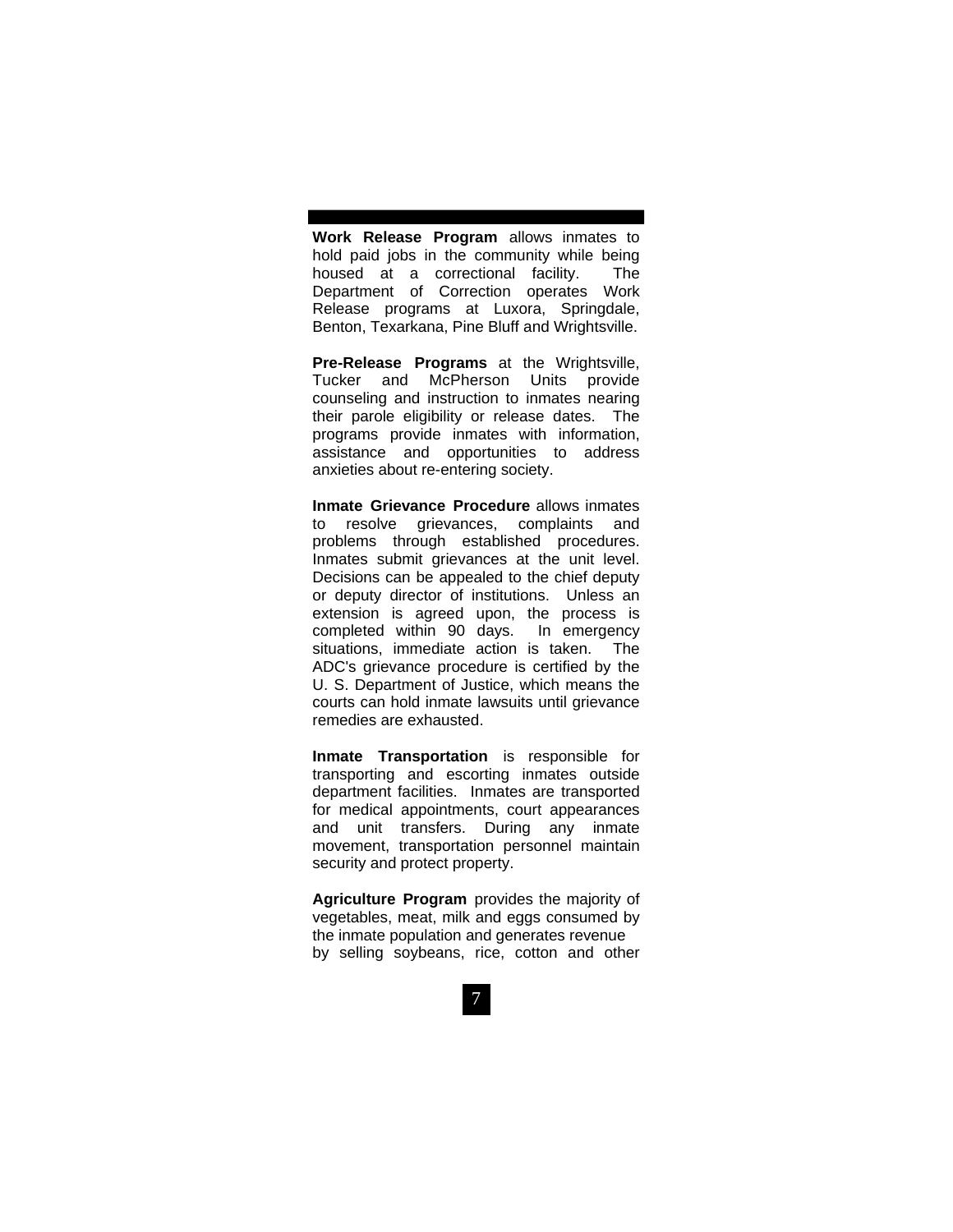**Work Release Program** allows inmates to hold paid jobs in the community while being housed at a correctional facility. The Department of Correction operates Work Release programs at Luxora, Springdale, Benton, Texarkana, Pine Bluff and Wrightsville.

**Pre-Release Programs** at the Wrightsville, Tucker and McPherson Units provide counseling and instruction to inmates nearing their parole eligibility or release dates. The programs provide inmates with information, assistance and opportunities to address anxieties about re-entering society.

**Inmate Grievance Procedure** allows inmates to resolve grievances, complaints and problems through established procedures. Inmates submit grievances at the unit level. Decisions can be appealed to the chief deputy or deputy director of institutions. Unless an extension is agreed upon, the process is completed within 90 days. In emergency situations, immediate action is taken. The ADC's grievance procedure is certified by the U. S. Department of Justice, which means the courts can hold inmate lawsuits until grievance remedies are exhausted.

**Inmate Transportation** is responsible for transporting and escorting inmates outside department facilities. Inmates are transported for medical appointments, court appearances and unit transfers. During any inmate movement, transportation personnel maintain security and protect property.

**Agriculture Program** provides the majority of vegetables, meat, milk and eggs consumed by the inmate population and generates revenue by selling soybeans, rice, cotton and other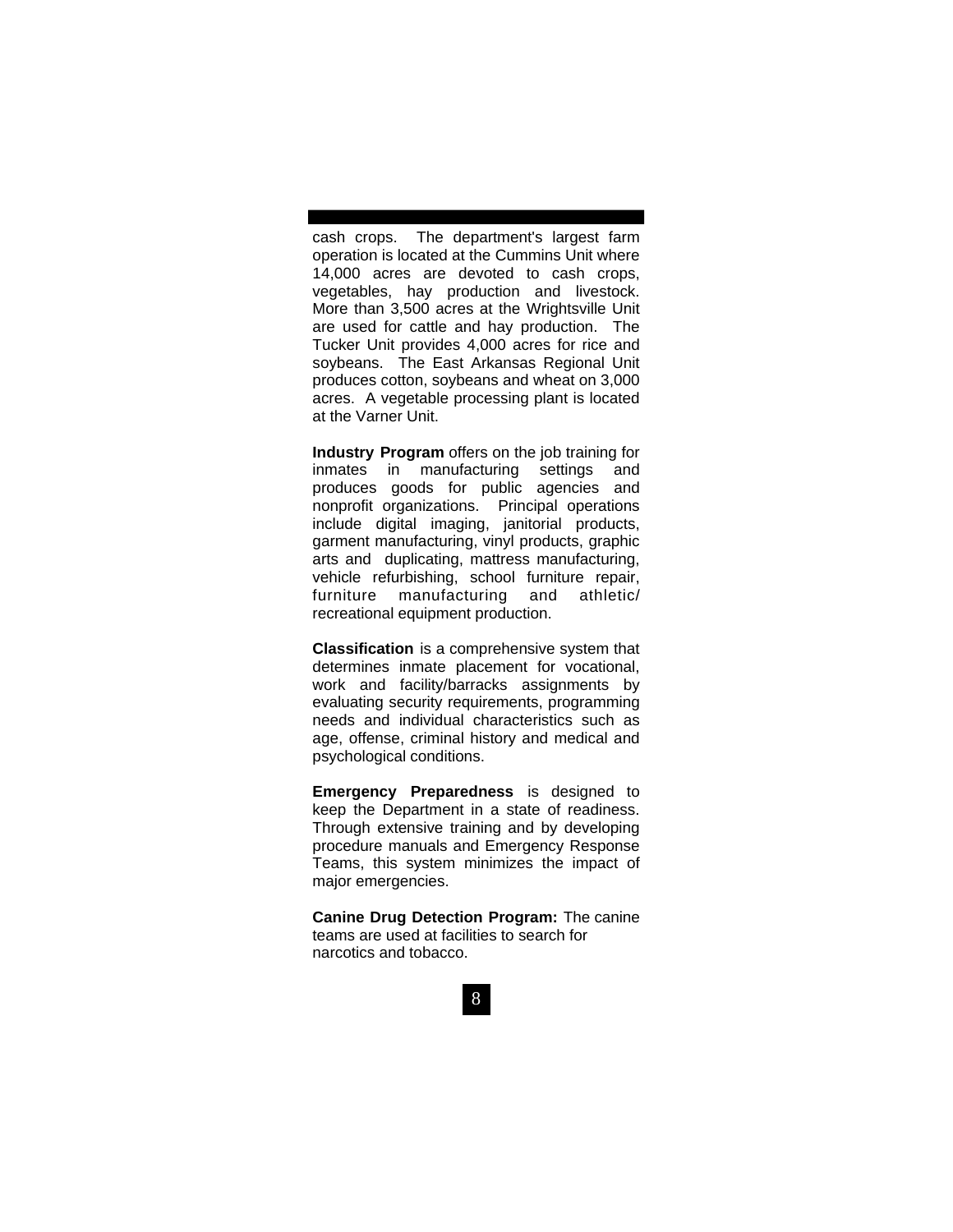cash crops. The department's largest farm operation is located at the Cummins Unit where 14,000 acres are devoted to cash crops, vegetables, hay production and livestock. More than 3,500 acres at the Wrightsville Unit are used for cattle and hay production. The Tucker Unit provides 4,000 acres for rice and soybeans. The East Arkansas Regional Unit produces cotton, soybeans and wheat on 3,000 acres. A vegetable processing plant is located at the Varner Unit.

**Industry Program** offers on the job training for inmates in manufacturing settings and produces goods for public agencies and nonprofit organizations. Principal operations include digital imaging, janitorial products, garment manufacturing, vinyl products, graphic arts and duplicating, mattress manufacturing, vehicle refurbishing, school furniture repair, furniture manufacturing and athletic/ recreational equipment production.

**Classification** is a comprehensive system that determines inmate placement for vocational, work and facility/barracks assignments by evaluating security requirements, programming needs and individual characteristics such as age, offense, criminal history and medical and psychological conditions.

**Emergency Preparedness** is designed to keep the Department in a state of readiness. Through extensive training and by developing procedure manuals and Emergency Response Teams, this system minimizes the impact of major emergencies.

**Canine Drug Detection Program:** The canine teams are used at facilities to search for narcotics and tobacco.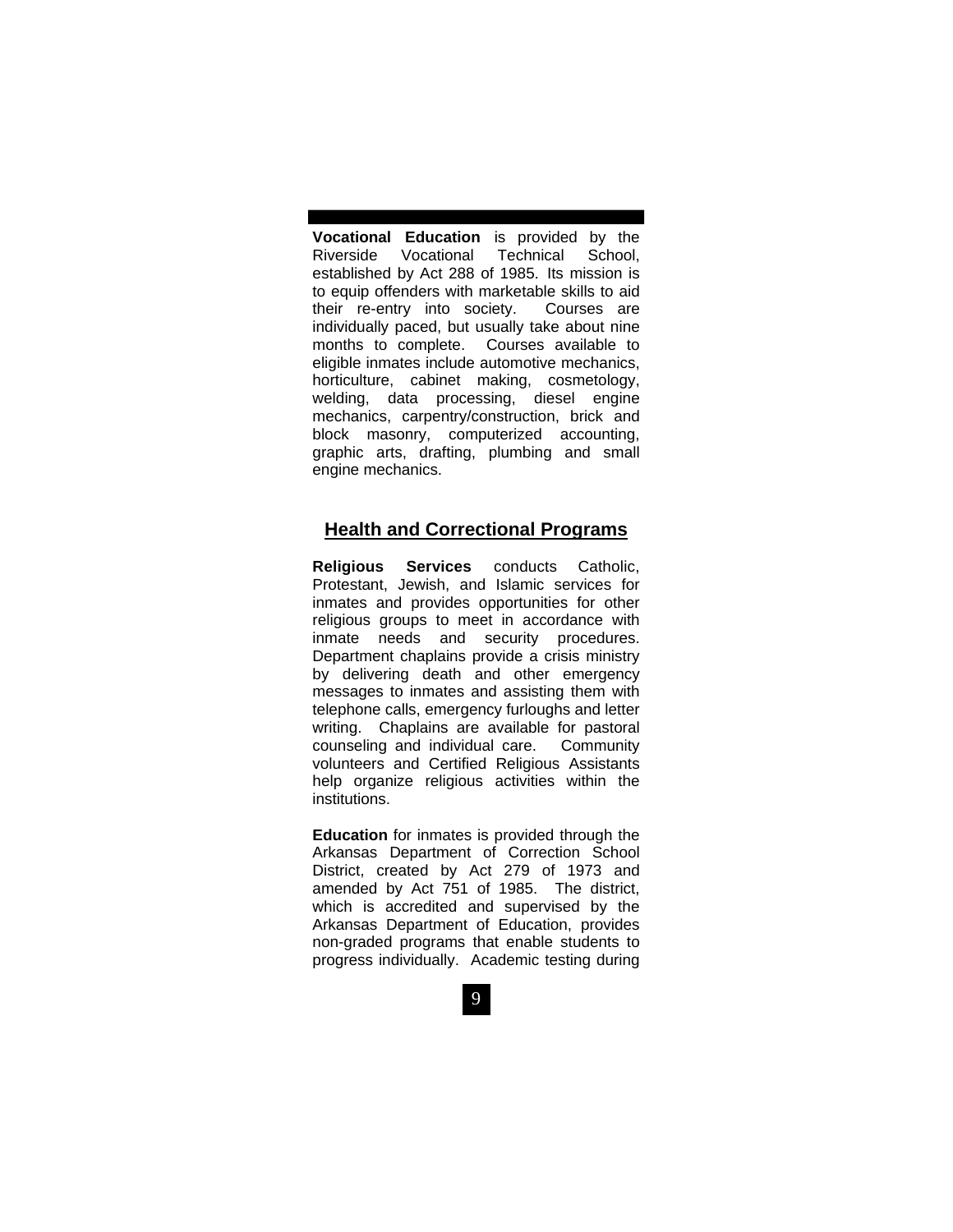**Vocational Education** is provided by the Riverside Vocational Technical School, established by Act 288 of 1985. Its mission is to equip offenders with marketable skills to aid their re-entry into society. Courses are individually paced, but usually take about nine months to complete. Courses available to eligible inmates include automotive mechanics, horticulture, cabinet making, cosmetology, welding, data processing, diesel engine mechanics, carpentry/construction, brick and block masonry, computerized accounting, graphic arts, drafting, plumbing and small engine mechanics.

## Health and Correctional Programs

**Religious Services** conducts Catholic, Protestant, Jewish, and Islamic services for inmates and provides opportunities for other religious groups to meet in accordance with inmate needs and security procedures. Department chaplains provide a crisis ministry by delivering death and other emergency messages to inmates and assisting them with telephone calls, emergency furloughs and letter writing. Chaplains are available for pastoral counseling and individual care. Community volunteers and Certified Religious Assistants help organize religious activities within the institutions.

**Education** for inmates is provided through the Arkansas Department of Correction School District, created by Act 279 of 1973 and amended by Act 751 of 1985. The district, which is accredited and supervised by the Arkansas Department of Education, provides non-graded programs that enable students to progress individually. Academic testing during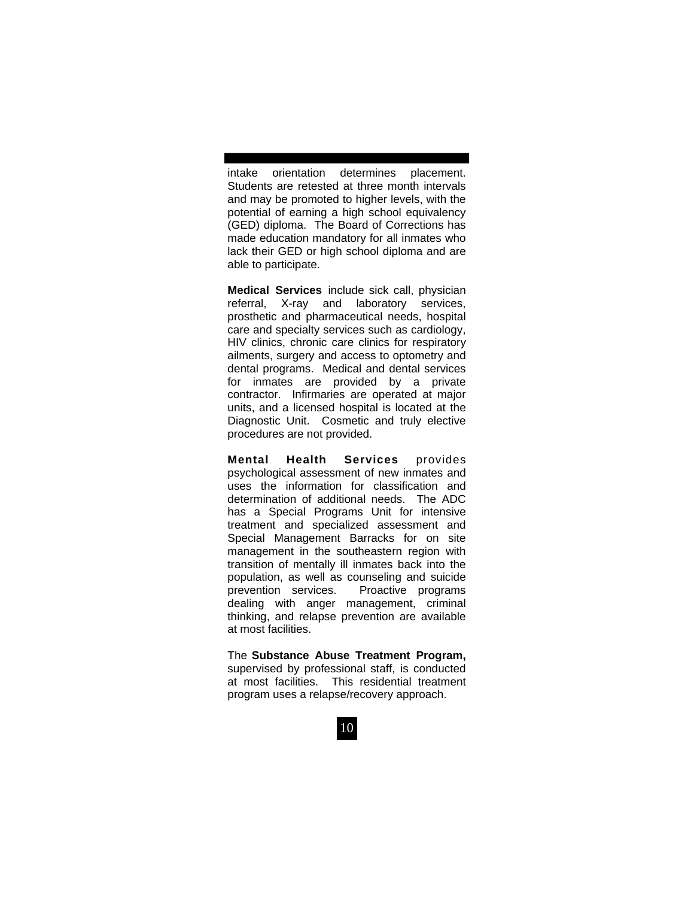intake orientation determines placement. Students are retested at three month intervals and may be promoted to higher levels, with the potential of earning a high school equivalency (GED) diploma. The Board of Corrections has made education mandatory for all inmates who lack their GED or high school diploma and are able to participate.

**Medical Services** include sick call, physician referral, X-ray and laboratory services, prosthetic and pharmaceutical needs, hospital care and specialty services such as cardiology, HIV clinics, chronic care clinics for respiratory ailments, surgery and access to optometry and dental programs. Medical and dental services for inmates are provided by a private contractor. Infirmaries are operated at major units, and a licensed hospital is located at the Diagnostic Unit. Cosmetic and truly elective procedures are not provided.

**Mental Health Services** provides psychological assessment of new inmates and uses the information for classification and determination of additional needs. The ADC has a Special Programs Unit for intensive treatment and specialized assessment and Special Management Barracks for on site management in the southeastern region with transition of mentally ill inmates back into the population, as well as counseling and suicide prevention services. Proactive programs dealing with anger management, criminal thinking, and relapse prevention are available at most facilities.

The **Substance Abuse Treatment Program,** supervised by professional staff, is conducted at most facilities. This residential treatment program uses a relapse/recovery approach.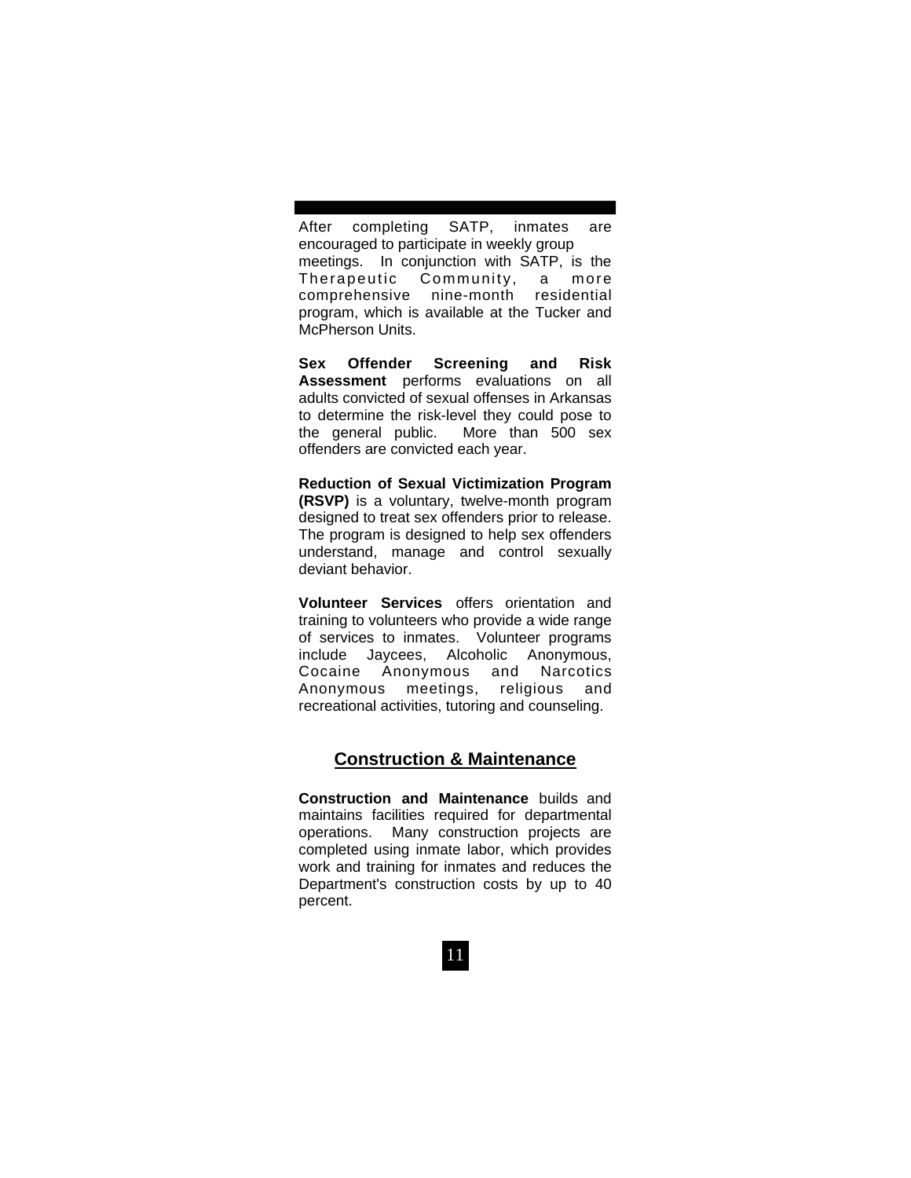After completing SATP, inmates are encouraged to participate in weekly group meetings. In conjunction with SATP, is the Therapeutic Community, a more comprehensive nine-month residential program, which is available at the Tucker and McPherson Units.

**Sex Offender Screening and Risk Assessment** performs evaluations on all adults convicted of sexual offenses in Arkansas to determine the risk-level they could pose to the general public. More than 500 sex offenders are convicted each year.

**Reduction of Sexual Victimization Program (RSVP)** is a voluntary, twelve-month program designed to treat sex offenders prior to release. The program is designed to help sex offenders understand, manage and control sexually deviant behavior.

**Volunteer Services** offers orientation and training to volunteers who provide a wide range of services to inmates. Volunteer programs include Jaycees, Alcoholic Anonymous, Cocaine Anonymous and Narcotics Anonymous meetings, religious and recreational activities, tutoring and counseling.

## Construction & Maintenance

**Construction and Maintenance** builds and maintains facilities required for departmental operations. Many construction projects are completed using inmate labor, which provides work and training for inmates and reduces the Department's construction costs by up to 40 percent.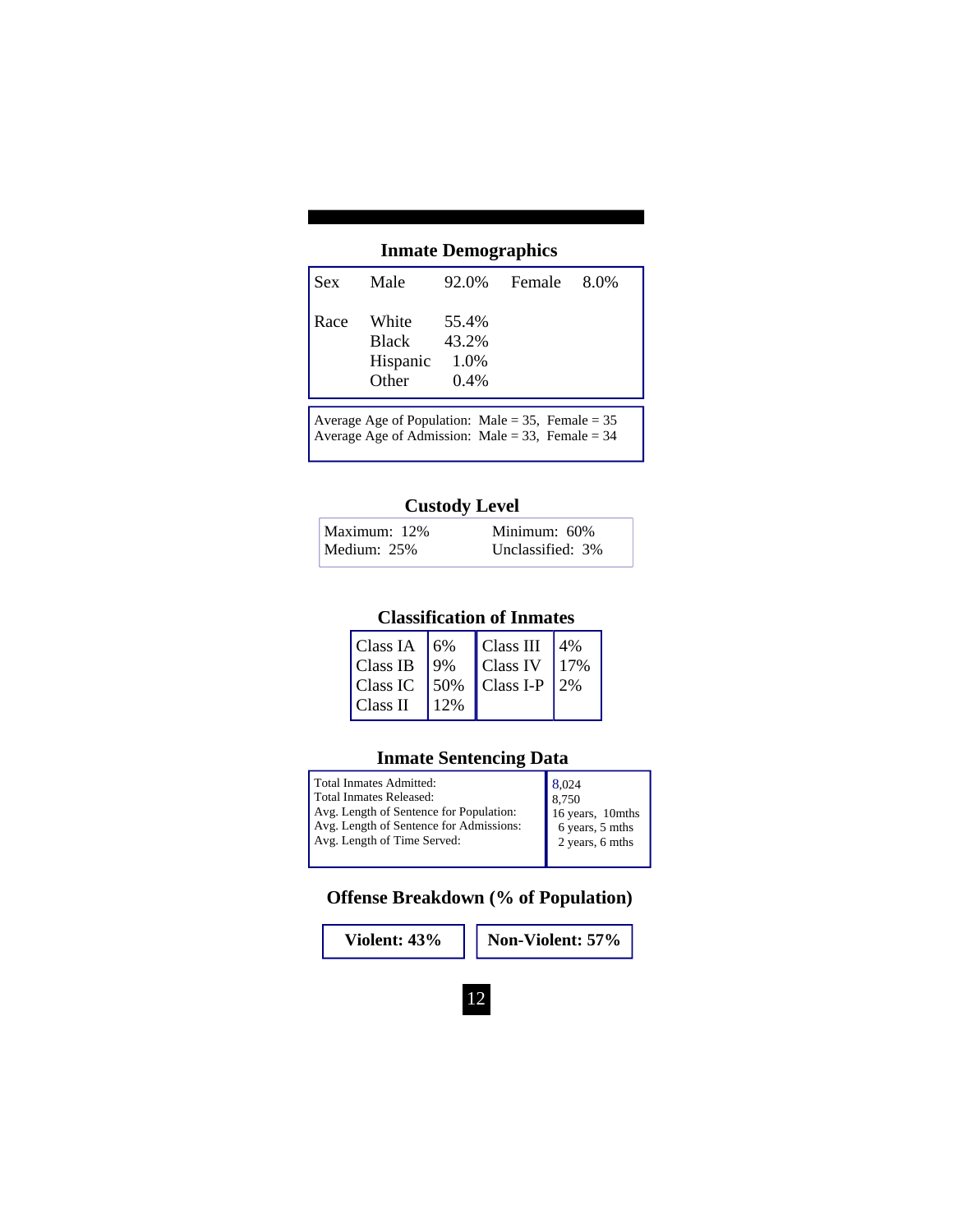## Inmate Demographics

| | | | | |
|---|---|---|---|---|
| Sex | Male | 92.0% | Female | 8.0% |
| Race | White | 55.4% | | |
| | Black | 43.2% | | |
| | Hispanic | 1.0% | | |
| | Other | 0.4% | | |

Average Age of Population: Male = 35, Female = 35
Average Age of Admission: Male = 33, Female = 34

## Custody Level

| | |
|---|---|
| Maximum: 12% | Minimum: 60% |
| Medium: 25% | Unclassified: 3% |

## Classification of Inmates

| | | | |
|---|---|---|---|
| Class IA | 6% | Class III | 4% |
| Class IB | 9% | Class IV | 17% |
| Class IC | 50% | Class I-P | 2% |
| Class II | 12% | | |

## Inmate Sentencing Data

| | |
|---|---|
| Total Inmates Admitted: | 8,024 |
| Total Inmates Released: | 8,750 |
| Avg. Length of Sentence for Population: | 16 years, 10mths |
| Avg. Length of Sentence for Admissions: | 6 years, 5 mths |
| Avg. Length of Time Served: | 2 years, 6 mths |

## Offense Breakdown (% of Population)

**Violent: 43%** | **Non-Violent: 57%**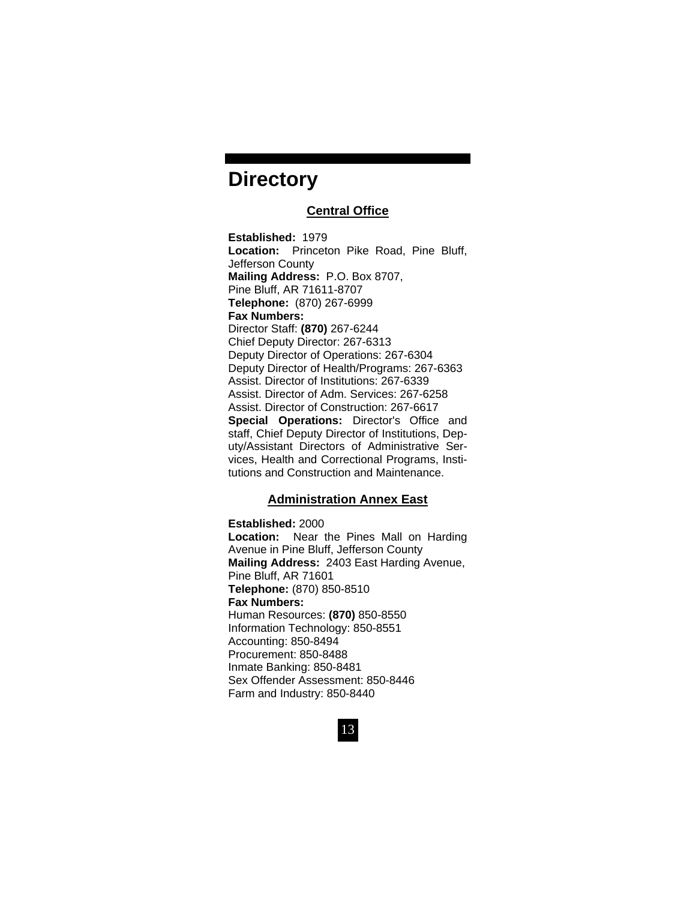# Directory

## Central Office

**Established:** 1979
**Location:** Princeton Pike Road, Pine Bluff, Jefferson County
**Mailing Address:** P.O. Box 8707, Pine Bluff, AR 71611-8707
**Telephone:** (870) 267-6999
**Fax Numbers:**
Director Staff: **(870)** 267-6244
Chief Deputy Director: 267-6313
Deputy Director of Operations: 267-6304
Deputy Director of Health/Programs: 267-6363
Assist. Director of Institutions: 267-6339
Assist. Director of Adm. Services: 267-6258
Assist. Director of Construction: 267-6617
**Special Operations:** Director's Office and staff, Chief Deputy Director of Institutions, Deputy/Assistant Directors of Administrative Services, Health and Correctional Programs, Institutions and Construction and Maintenance.

## Administration Annex East

**Established:** 2000
**Location:** Near the Pines Mall on Harding Avenue in Pine Bluff, Jefferson County
**Mailing Address:** 2403 East Harding Avenue, Pine Bluff, AR 71601
**Telephone:** (870) 850-8510
**Fax Numbers:**
Human Resources: **(870)** 850-8550
Information Technology: 850-8551
Accounting: 850-8494
Procurement: 850-8488
Inmate Banking: 850-8481
Sex Offender Assessment: 850-8446
Farm and Industry: 850-8440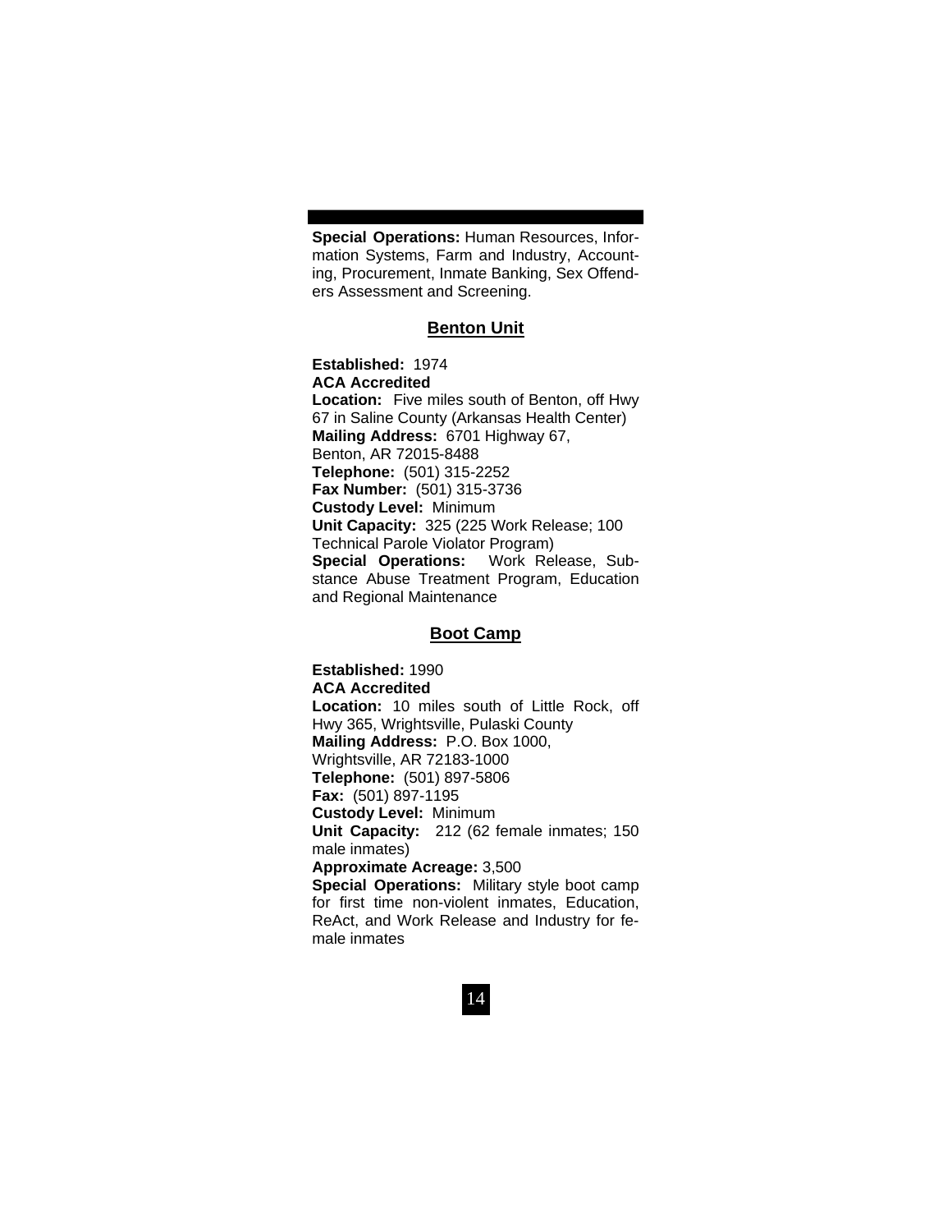**Special Operations:** Human Resources, Information Systems, Farm and Industry, Accounting, Procurement, Inmate Banking, Sex Offenders Assessment and Screening.

## Benton Unit

**Established:** 1974
**ACA Accredited**
**Location:** Five miles south of Benton, off Hwy 67 in Saline County (Arkansas Health Center)
**Mailing Address:** 6701 Highway 67,
Benton, AR 72015-8488
**Telephone:** (501) 315-2252
**Fax Number:** (501) 315-3736
**Custody Level:** Minimum
**Unit Capacity:** 325 (225 Work Release; 100 Technical Parole Violator Program)
**Special Operations:** Work Release, Substance Abuse Treatment Program, Education and Regional Maintenance

## Boot Camp

**Established:** 1990
**ACA Accredited**
**Location:** 10 miles south of Little Rock, off Hwy 365, Wrightsville, Pulaski County
**Mailing Address:** P.O. Box 1000,
Wrightsville, AR 72183-1000
**Telephone:** (501) 897-5806
**Fax:** (501) 897-1195
**Custody Level:** Minimum
**Unit Capacity:** 212 (62 female inmates; 150 male inmates)
**Approximate Acreage:** 3,500
**Special Operations:** Military style boot camp for first time non-violent inmates, Education, ReAct, and Work Release and Industry for female inmates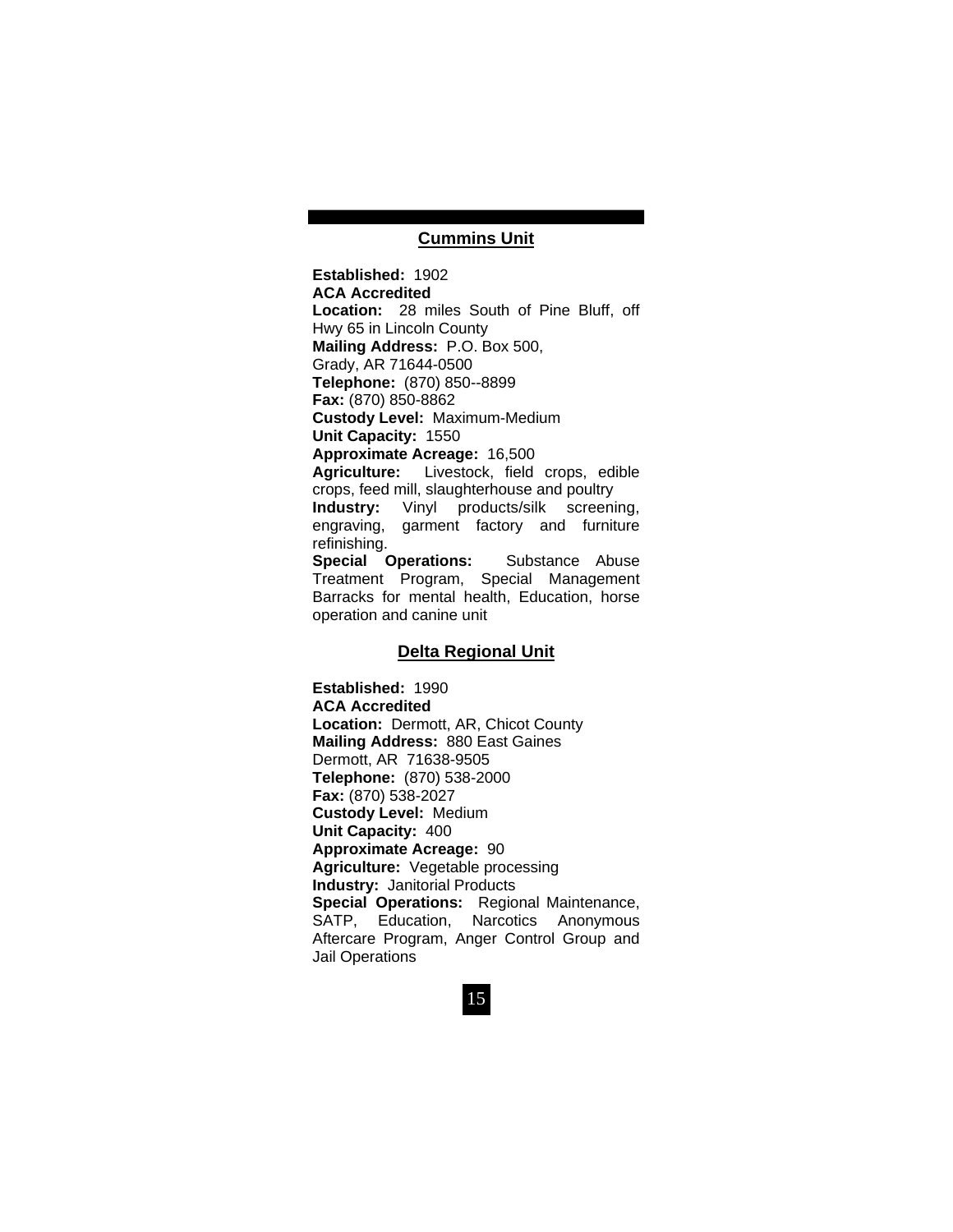## Cummins Unit

**Established:** 1902
**ACA Accredited**
**Location:** 28 miles South of Pine Bluff, off Hwy 65 in Lincoln County
**Mailing Address:** P.O. Box 500,
Grady, AR 71644-0500
**Telephone:** (870) 850--8899
**Fax:** (870) 850-8862
**Custody Level:** Maximum-Medium
**Unit Capacity:** 1550
**Approximate Acreage:** 16,500
**Agriculture:** Livestock, field crops, edible crops, feed mill, slaughterhouse and poultry
**Industry:** Vinyl products/silk screening, engraving, garment factory and furniture refinishing.
**Special Operations:** Substance Abuse Treatment Program, Special Management Barracks for mental health, Education, horse operation and canine unit

## Delta Regional Unit

**Established:** 1990
**ACA Accredited**
**Location:** Dermott, AR, Chicot County
**Mailing Address:** 880 East Gaines
Dermott, AR 71638-9505
**Telephone:** (870) 538-2000
**Fax:** (870) 538-2027
**Custody Level:** Medium
**Unit Capacity:** 400
**Approximate Acreage:** 90
**Agriculture:** Vegetable processing
**Industry:** Janitorial Products
**Special Operations:** Regional Maintenance, SATP, Education, Narcotics Anonymous Aftercare Program, Anger Control Group and Jail Operations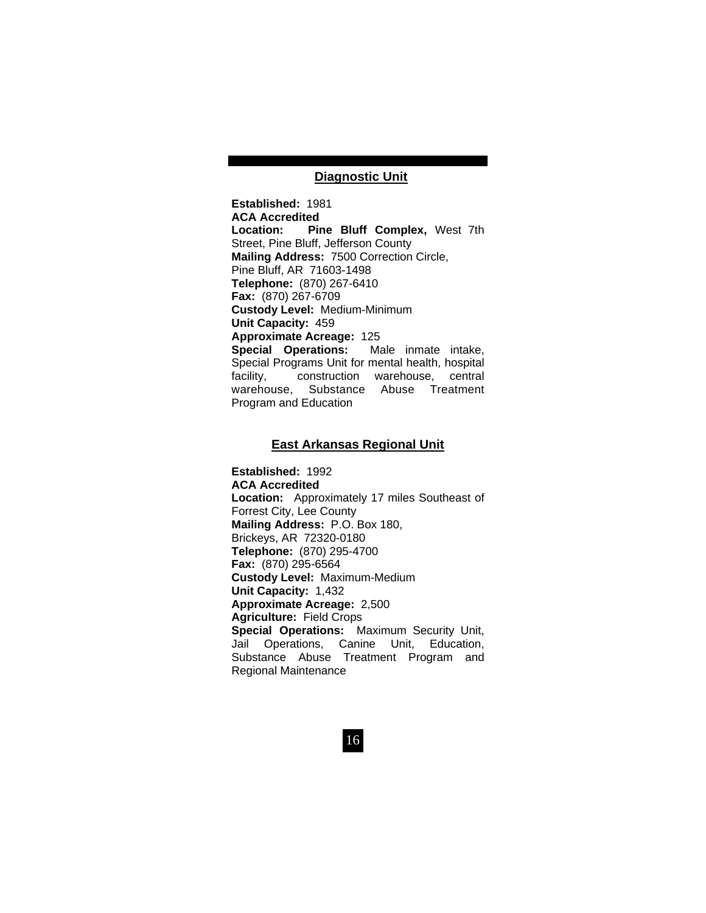## Diagnostic Unit

**Established:** 1981
**ACA Accredited**
**Location:** **Pine Bluff Complex,** West 7th Street, Pine Bluff, Jefferson County
**Mailing Address:** 7500 Correction Circle, Pine Bluff, AR 71603-1498
**Telephone:** (870) 267-6410
**Fax:** (870) 267-6709
**Custody Level:** Medium-Minimum
**Unit Capacity:** 459
**Approximate Acreage:** 125
**Special Operations:** Male inmate intake, Special Programs Unit for mental health, hospital facility, construction warehouse, central warehouse, Substance Abuse Treatment Program and Education

## East Arkansas Regional Unit

**Established:** 1992
**ACA Accredited**
**Location:** Approximately 17 miles Southeast of Forrest City, Lee County
**Mailing Address:** P.O. Box 180, Brickeys, AR 72320-0180
**Telephone:** (870) 295-4700
**Fax:** (870) 295-6564
**Custody Level:** Maximum-Medium
**Unit Capacity:** 1,432
**Approximate Acreage:** 2,500
**Agriculture:** Field Crops
**Special Operations:** Maximum Security Unit, Jail Operations, Canine Unit, Education, Substance Abuse Treatment Program and Regional Maintenance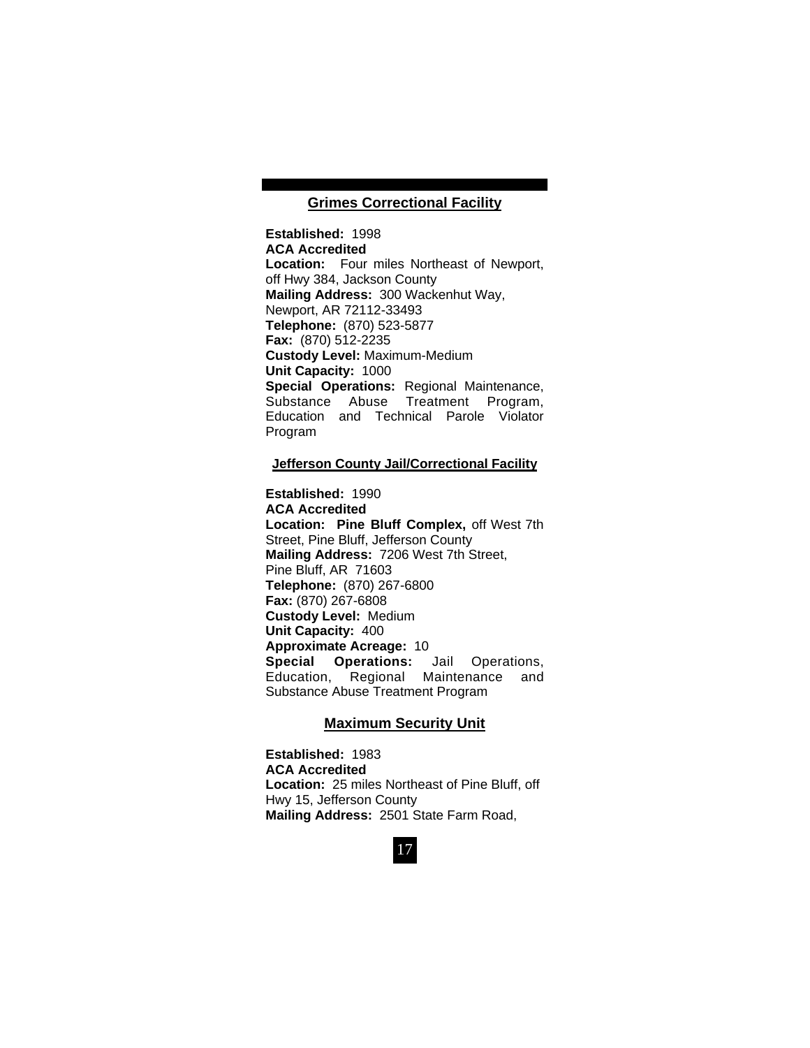## Grimes Correctional Facility

**Established:** 1998
**ACA Accredited**
**Location:** Four miles Northeast of Newport, off Hwy 384, Jackson County
**Mailing Address:** 300 Wackenhut Way, Newport, AR 72112-33493
**Telephone:** (870) 523-5877
**Fax:** (870) 512-2235
**Custody Level:** Maximum-Medium
**Unit Capacity:** 1000
**Special Operations:** Regional Maintenance, Substance Abuse Treatment Program, Education and Technical Parole Violator Program

## Jefferson County Jail/Correctional Facility

**Established:** 1990
**ACA Accredited**
**Location:** **Pine Bluff Complex,** off West 7th Street, Pine Bluff, Jefferson County
**Mailing Address:** 7206 West 7th Street, Pine Bluff, AR 71603
**Telephone:** (870) 267-6800
**Fax:** (870) 267-6808
**Custody Level:** Medium
**Unit Capacity:** 400
**Approximate Acreage:** 10
**Special Operations:** Jail Operations, Education, Regional Maintenance and Substance Abuse Treatment Program

## Maximum Security Unit

**Established:** 1983
**ACA Accredited**
**Location:** 25 miles Northeast of Pine Bluff, off Hwy 15, Jefferson County
**Mailing Address:** 2501 State Farm Road,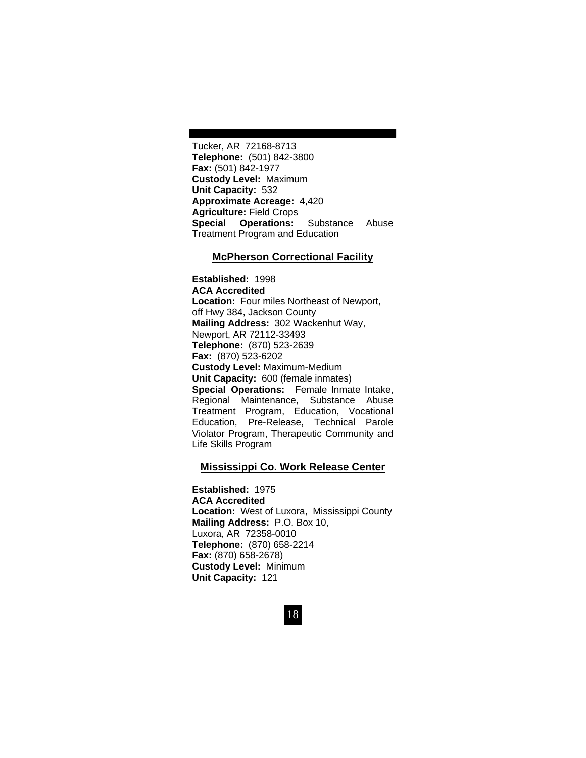Tucker, AR 72168-8713
**Telephone:** (501) 842-3800
**Fax:** (501) 842-1977
**Custody Level:** Maximum
**Unit Capacity:** 532
**Approximate Acreage:** 4,420
**Agriculture:** Field Crops
**Special Operations:** Substance Abuse Treatment Program and Education

## McPherson Correctional Facility

**Established:** 1998
**ACA Accredited**
**Location:** Four miles Northeast of Newport, off Hwy 384, Jackson County
**Mailing Address:** 302 Wackenhut Way, Newport, AR 72112-33493
**Telephone:** (870) 523-2639
**Fax:** (870) 523-6202
**Custody Level:** Maximum-Medium
**Unit Capacity:** 600 (female inmates)
**Special Operations:** Female Inmate Intake, Regional Maintenance, Substance Abuse Treatment Program, Education, Vocational Education, Pre-Release, Technical Parole Violator Program, Therapeutic Community and Life Skills Program

## Mississippi Co. Work Release Center

**Established:** 1975
**ACA Accredited**
**Location:** West of Luxora, Mississippi County
**Mailing Address:** P.O. Box 10, Luxora, AR 72358-0010
**Telephone:** (870) 658-2214
**Fax:** (870) 658-2678)
**Custody Level:** Minimum
**Unit Capacity:** 121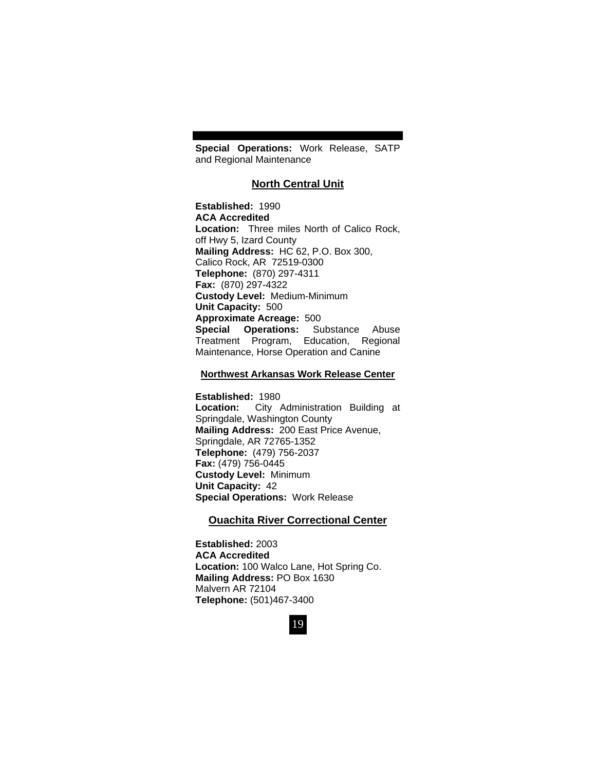**Special Operations:** Work Release, SATP and Regional Maintenance

## North Central Unit

**Established:** 1990
**ACA Accredited**
**Location:** Three miles North of Calico Rock, off Hwy 5, Izard County
**Mailing Address:** HC 62, P.O. Box 300, Calico Rock, AR 72519-0300
**Telephone:** (870) 297-4311
**Fax:** (870) 297-4322
**Custody Level:** Medium-Minimum
**Unit Capacity:** 500
**Approximate Acreage:** 500
**Special Operations:** Substance Abuse Treatment Program, Education, Regional Maintenance, Horse Operation and Canine

## Northwest Arkansas Work Release Center

**Established:** 1980
**Location:** City Administration Building at Springdale, Washington County
**Mailing Address:** 200 East Price Avenue, Springdale, AR 72765-1352
**Telephone:** (479) 756-2037
**Fax:** (479) 756-0445
**Custody Level:** Minimum
**Unit Capacity:** 42
**Special Operations:** Work Release

## Ouachita River Correctional Center

**Established:** 2003
**ACA Accredited**
**Location:** 100 Walco Lane, Hot Spring Co.
**Mailing Address:** PO Box 1630
Malvern AR 72104
**Telephone:** (501)467-3400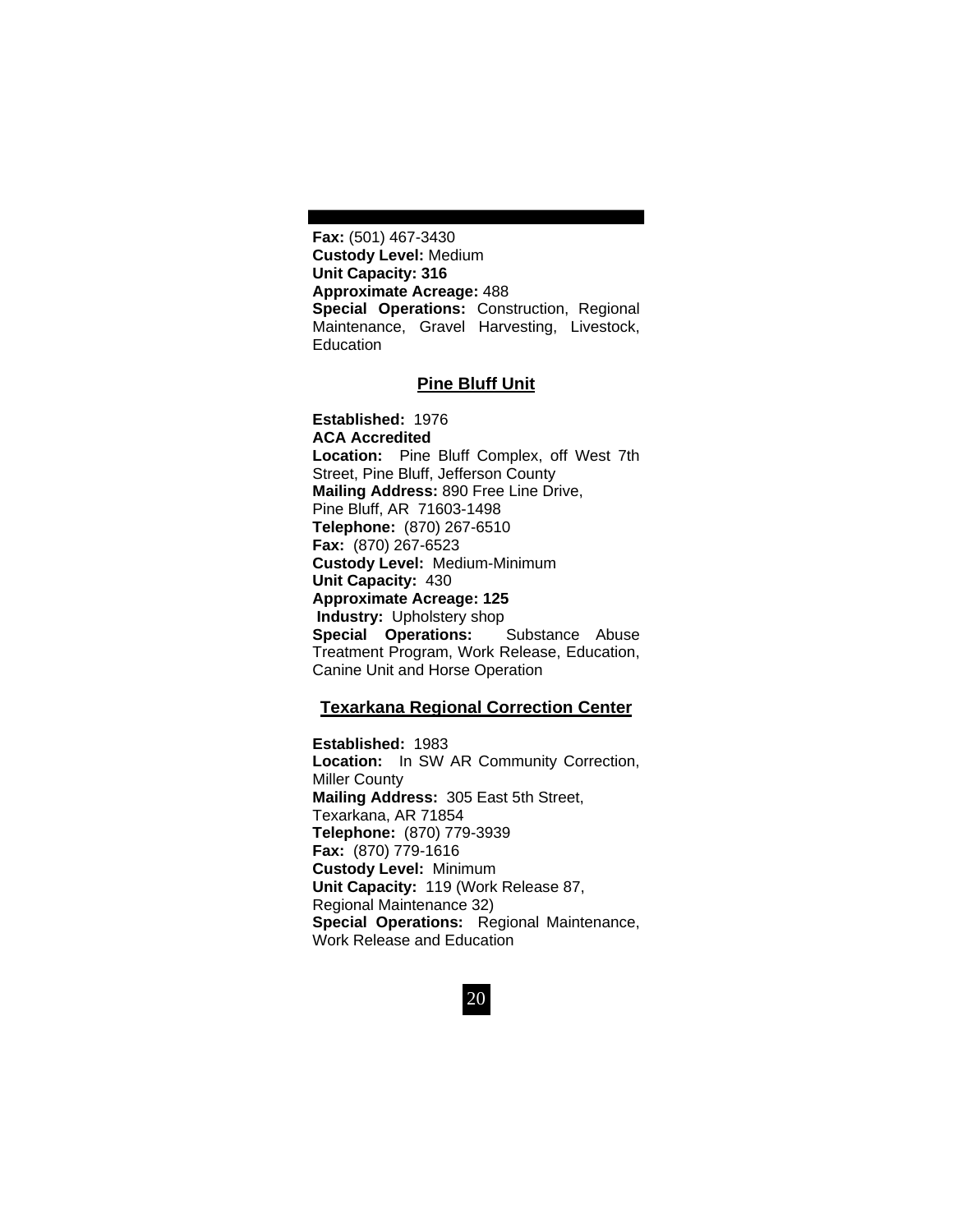**Fax:** (501) 467-3430
**Custody Level:** Medium
**Unit Capacity: 316**
**Approximate Acreage:** 488
**Special Operations:** Construction, Regional Maintenance, Gravel Harvesting, Livestock, Education

## Pine Bluff Unit

**Established:** 1976
**ACA Accredited**
**Location:** Pine Bluff Complex, off West 7th Street, Pine Bluff, Jefferson County
**Mailing Address:** 890 Free Line Drive,
Pine Bluff, AR 71603-1498
**Telephone:** (870) 267-6510
**Fax:** (870) 267-6523
**Custody Level:** Medium-Minimum
**Unit Capacity:** 430
**Approximate Acreage: 125**
**Industry:** Upholstery shop
**Special Operations:** Substance Abuse Treatment Program, Work Release, Education, Canine Unit and Horse Operation

## Texarkana Regional Correction Center

**Established:** 1983
**Location:** In SW AR Community Correction, Miller County
**Mailing Address:** 305 East 5th Street,
Texarkana, AR 71854
**Telephone:** (870) 779-3939
**Fax:** (870) 779-1616
**Custody Level:** Minimum
**Unit Capacity:** 119 (Work Release 87,
Regional Maintenance 32)
**Special Operations:** Regional Maintenance, Work Release and Education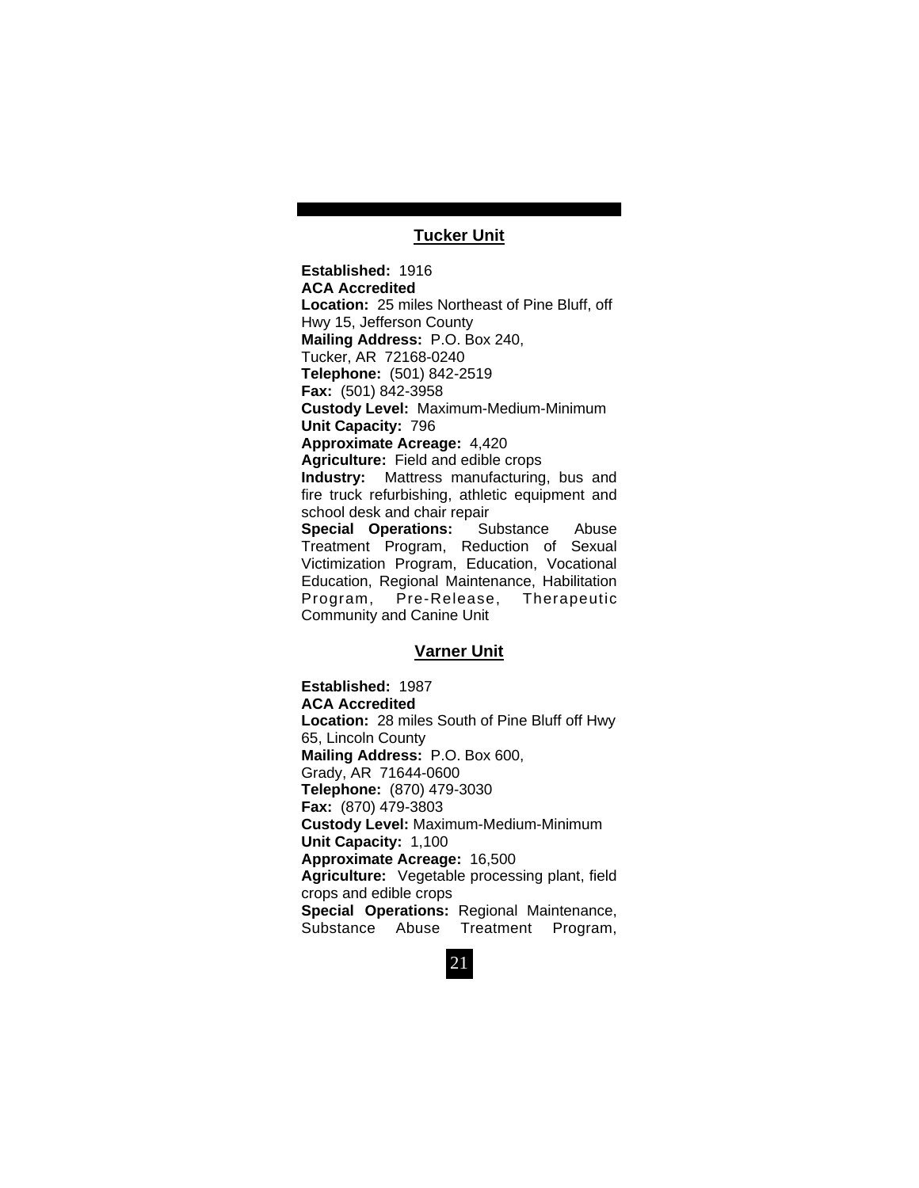## Tucker Unit

**Established:** 1916
**ACA Accredited**
**Location:** 25 miles Northeast of Pine Bluff, off Hwy 15, Jefferson County
**Mailing Address:** P.O. Box 240, Tucker, AR 72168-0240
**Telephone:** (501) 842-2519
**Fax:** (501) 842-3958
**Custody Level:** Maximum-Medium-Minimum
**Unit Capacity:** 796
**Approximate Acreage:** 4,420
**Agriculture:** Field and edible crops
**Industry:** Mattress manufacturing, bus and fire truck refurbishing, athletic equipment and school desk and chair repair
**Special Operations:** Substance Abuse Treatment Program, Reduction of Sexual Victimization Program, Education, Vocational Education, Regional Maintenance, Habilitation Program, Pre-Release, Therapeutic Community and Canine Unit

## Varner Unit

**Established:** 1987
**ACA Accredited**
**Location:** 28 miles South of Pine Bluff off Hwy 65, Lincoln County
**Mailing Address:** P.O. Box 600, Grady, AR 71644-0600
**Telephone:** (870) 479-3030
**Fax:** (870) 479-3803
**Custody Level:** Maximum-Medium-Minimum
**Unit Capacity:** 1,100
**Approximate Acreage:** 16,500
**Agriculture:** Vegetable processing plant, field crops and edible crops
**Special Operations:** Regional Maintenance, Substance Abuse Treatment Program,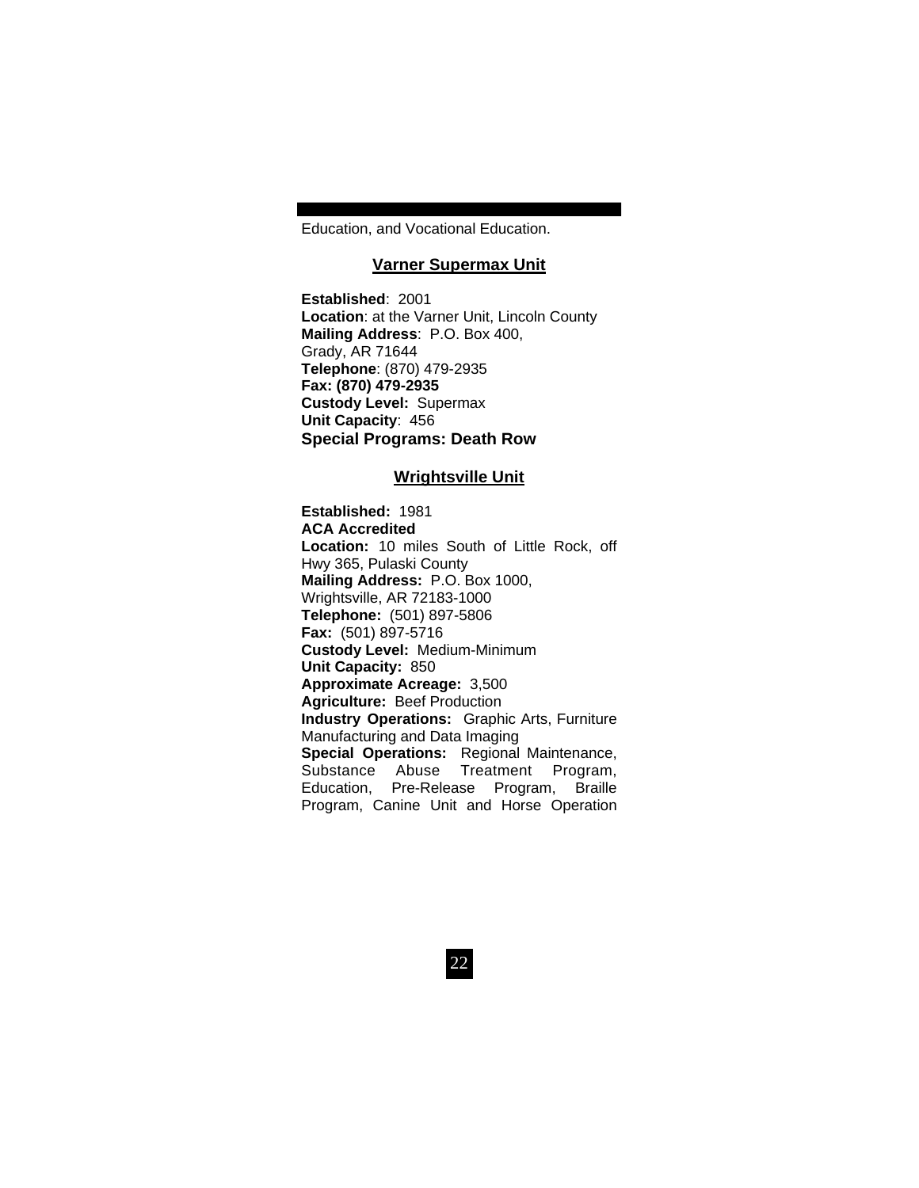Education, and Vocational Education.

## Varner Supermax Unit

**Established**: 2001
**Location**: at the Varner Unit, Lincoln County
**Mailing Address**: P.O. Box 400,
Grady, AR 71644
**Telephone**: (870) 479-2935
**Fax: (870) 479-2935**
**Custody Level:** Supermax
**Unit Capacity**: 456
**Special Programs: Death Row**

## Wrightsville Unit

**Established:** 1981
**ACA Accredited**
**Location:** 10 miles South of Little Rock, off Hwy 365, Pulaski County
**Mailing Address:** P.O. Box 1000,
Wrightsville, AR 72183-1000
**Telephone:** (501) 897-5806
**Fax:** (501) 897-5716
**Custody Level:** Medium-Minimum
**Unit Capacity:** 850
**Approximate Acreage:** 3,500
**Agriculture:** Beef Production
**Industry Operations:** Graphic Arts, Furniture Manufacturing and Data Imaging
**Special Operations:** Regional Maintenance, Substance Abuse Treatment Program, Education, Pre-Release Program, Braille Program, Canine Unit and Horse Operation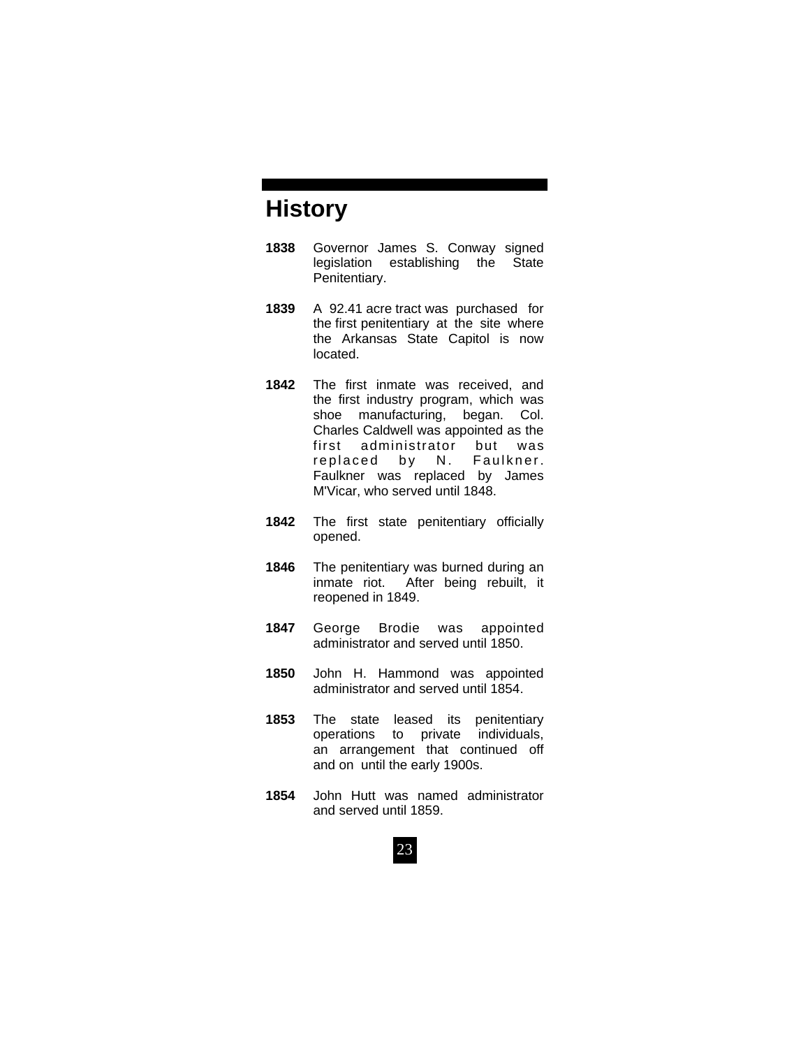## History

**1838** Governor James S. Conway signed legislation establishing the State Penitentiary.

**1839** A 92.41 acre tract was purchased for the first penitentiary at the site where the Arkansas State Capitol is now located.

**1842** The first inmate was received, and the first industry program, which was shoe manufacturing, began. Col. Charles Caldwell was appointed as the first administrator but was replaced by N. Faulkner. Faulkner was replaced by James M'Vicar, who served until 1848.

**1842** The first state penitentiary officially opened.

**1846** The penitentiary was burned during an inmate riot. After being rebuilt, it reopened in 1849.

**1847** George Brodie was appointed administrator and served until 1850.

**1850** John H. Hammond was appointed administrator and served until 1854.

**1853** The state leased its penitentiary operations to private individuals, an arrangement that continued off and on until the early 1900s.

**1854** John Hutt was named administrator and served until 1859.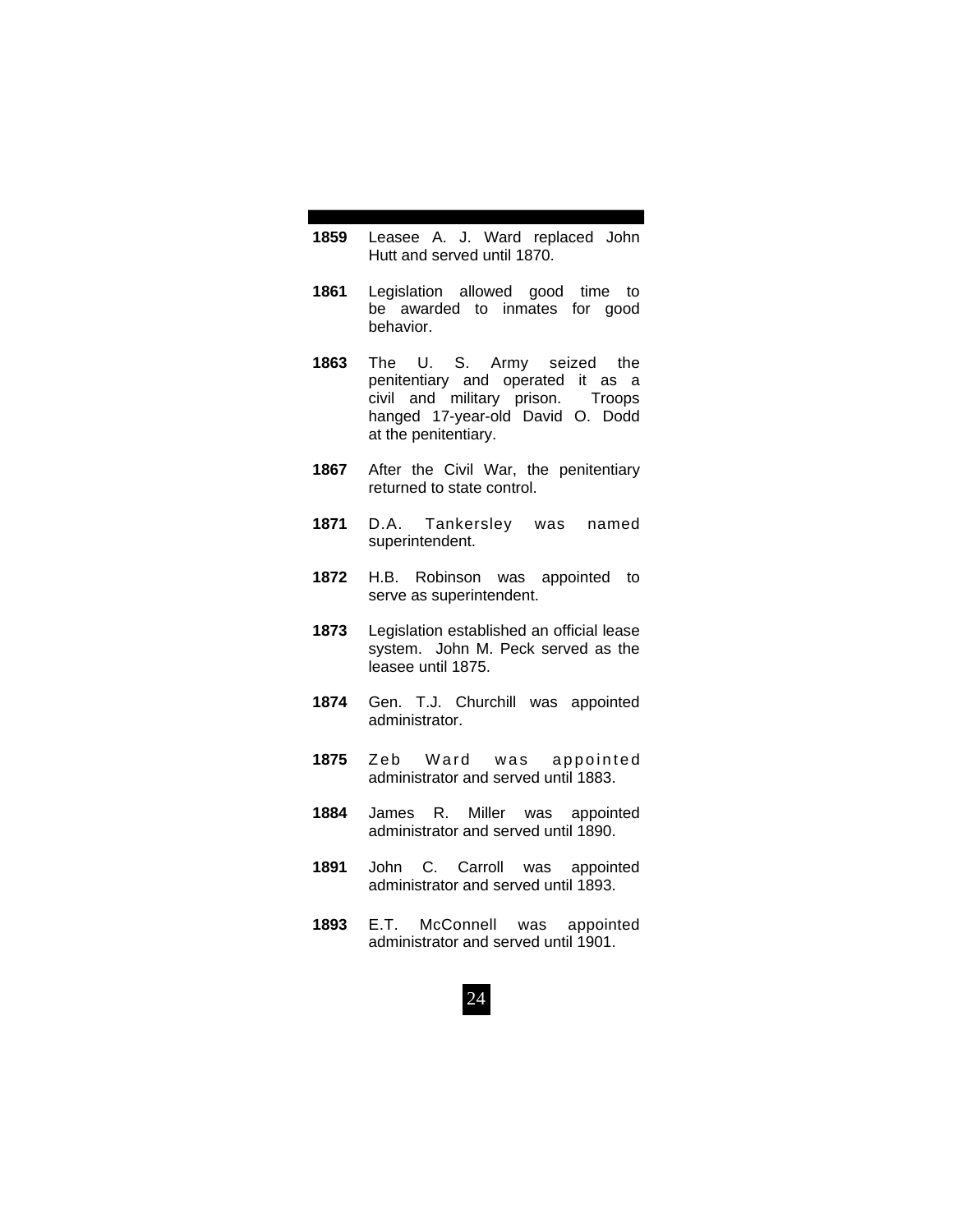**1859** Leasee A. J. Ward replaced John Hutt and served until 1870.

**1861** Legislation allowed good time to be awarded to inmates for good behavior.

**1863** The U. S. Army seized the penitentiary and operated it as a civil and military prison. Troops hanged 17-year-old David O. Dodd at the penitentiary.

**1867** After the Civil War, the penitentiary returned to state control.

**1871** D.A. Tankersley was named superintendent.

**1872** H.B. Robinson was appointed to serve as superintendent.

**1873** Legislation established an official lease system. John M. Peck served as the leasee until 1875.

**1874** Gen. T.J. Churchill was appointed administrator.

**1875** Zeb Ward was appointed administrator and served until 1883.

**1884** James R. Miller was appointed administrator and served until 1890.

**1891** John C. Carroll was appointed administrator and served until 1893.

**1893** E.T. McConnell was appointed administrator and served until 1901.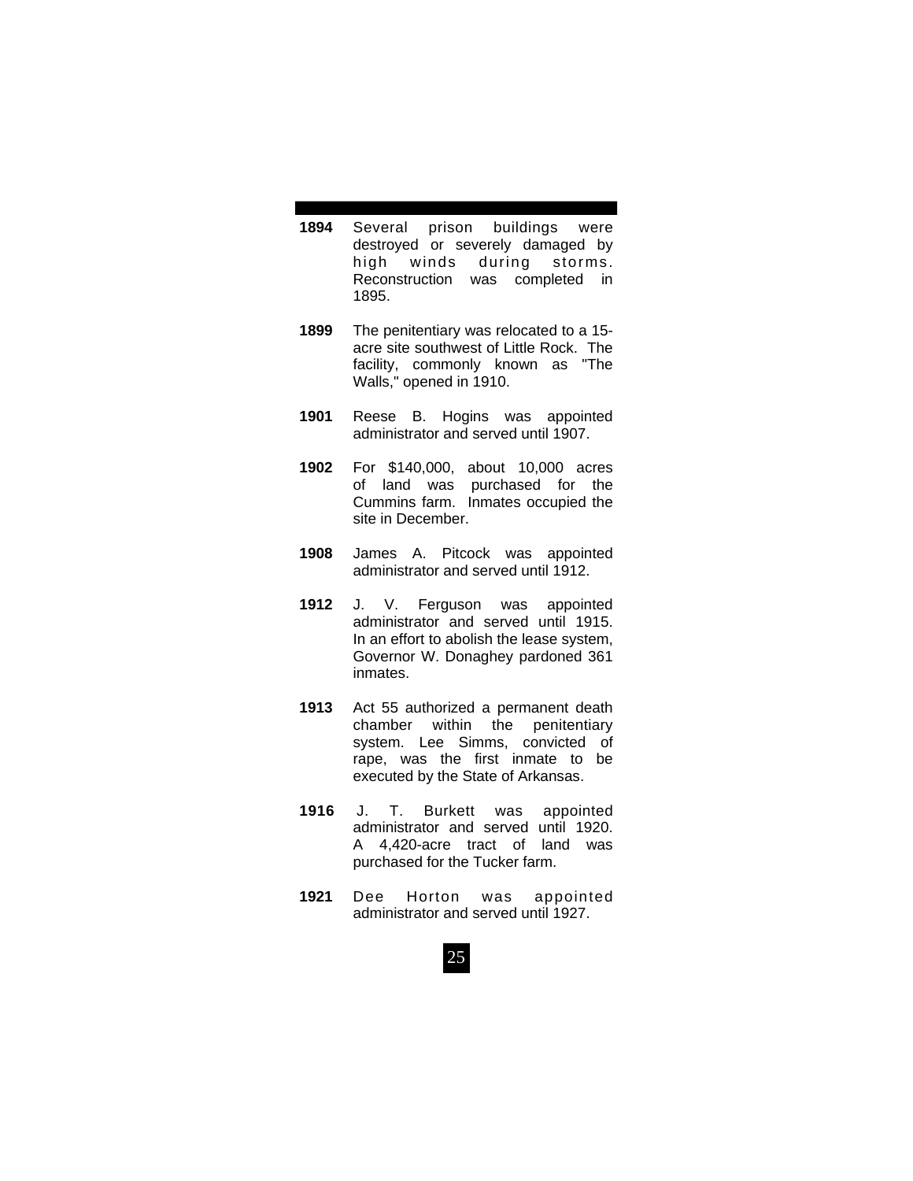**1894** Several prison buildings were destroyed or severely damaged by high winds during storms. Reconstruction was completed in 1895.

**1899** The penitentiary was relocated to a 15-acre site southwest of Little Rock. The facility, commonly known as "The Walls," opened in 1910.

**1901** Reese B. Hogins was appointed administrator and served until 1907.

**1902** For $140,000, about 10,000 acres of land was purchased for the Cummins farm. Inmates occupied the site in December.

**1908** James A. Pitcock was appointed administrator and served until 1912.

**1912** J. V. Ferguson was appointed administrator and served until 1915. In an effort to abolish the lease system, Governor W. Donaghey pardoned 361 inmates.

**1913** Act 55 authorized a permanent death chamber within the penitentiary system. Lee Simms, convicted of rape, was the first inmate to be executed by the State of Arkansas.

**1916** J. T. Burkett was appointed administrator and served until 1920. A 4,420-acre tract of land was purchased for the Tucker farm.

**1921** Dee Horton was appointed administrator and served until 1927.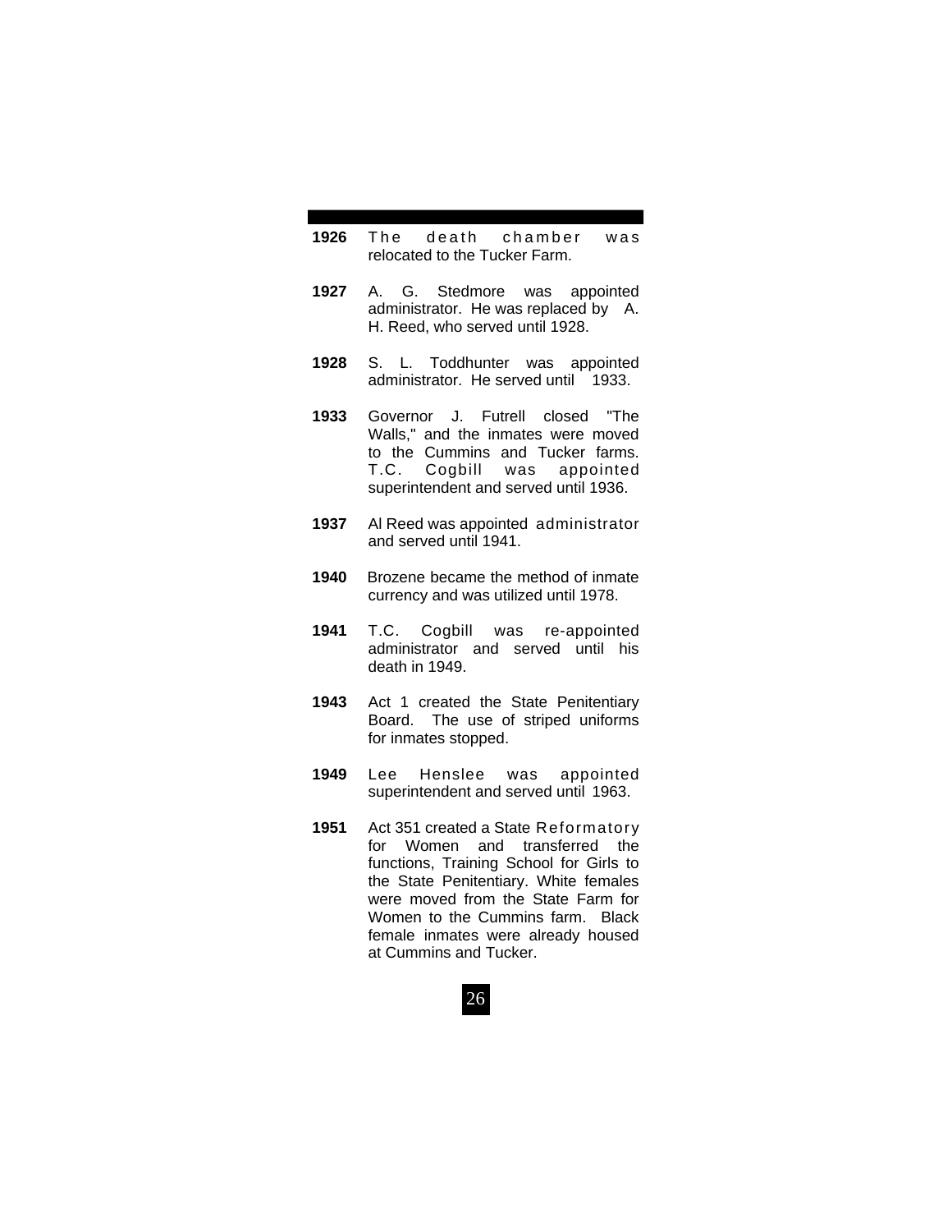**1926** The death chamber was relocated to the Tucker Farm.

**1927** A. G. Stedmore was appointed administrator. He was replaced by A. H. Reed, who served until 1928.

**1928** S. L. Toddhunter was appointed administrator. He served until 1933.

**1933** Governor J. Futrell closed "The Walls," and the inmates were moved to the Cummins and Tucker farms. T.C. Cogbill was appointed superintendent and served until 1936.

**1937** Al Reed was appointed administrator and served until 1941.

**1940** Brozene became the method of inmate currency and was utilized until 1978.

**1941** T.C. Cogbill was re-appointed administrator and served until his death in 1949.

**1943** Act 1 created the State Penitentiary Board. The use of striped uniforms for inmates stopped.

**1949** Lee Henslee was appointed superintendent and served until 1963.

**1951** Act 351 created a State Reformatory for Women and transferred the functions, Training School for Girls to the State Penitentiary. White females were moved from the State Farm for Women to the Cummins farm. Black female inmates were already housed at Cummins and Tucker.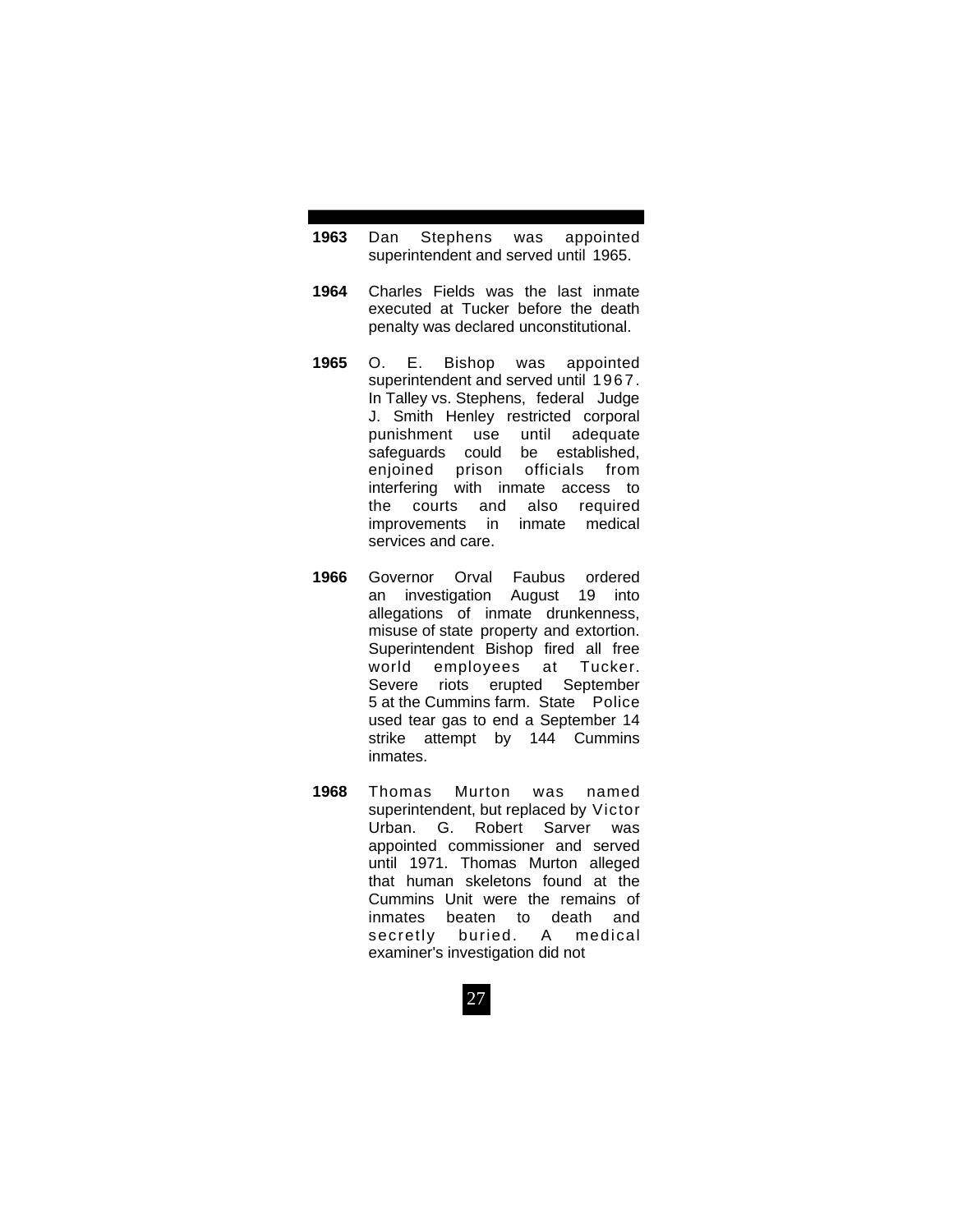**1963** Dan Stephens was appointed superintendent and served until 1965.

**1964** Charles Fields was the last inmate executed at Tucker before the death penalty was declared unconstitutional.

**1965** O. E. Bishop was appointed superintendent and served until 1967. In Talley vs. Stephens, federal Judge J. Smith Henley restricted corporal punishment use until adequate safeguards could be established, enjoined prison officials from interfering with inmate access to the courts and also required improvements in inmate medical services and care.

**1966** Governor Orval Faubus ordered an investigation August 19 into allegations of inmate drunkenness, misuse of state property and extortion. Superintendent Bishop fired all free world employees at Tucker. Severe riots erupted September 5 at the Cummins farm. State Police used tear gas to end a September 14 strike attempt by 144 Cummins inmates.

**1968** Thomas Murton was named superintendent, but replaced by Victor Urban. G. Robert Sarver was appointed commissioner and served until 1971. Thomas Murton alleged that human skeletons found at the Cummins Unit were the remains of inmates beaten to death and secretly buried. A medical examiner's investigation did not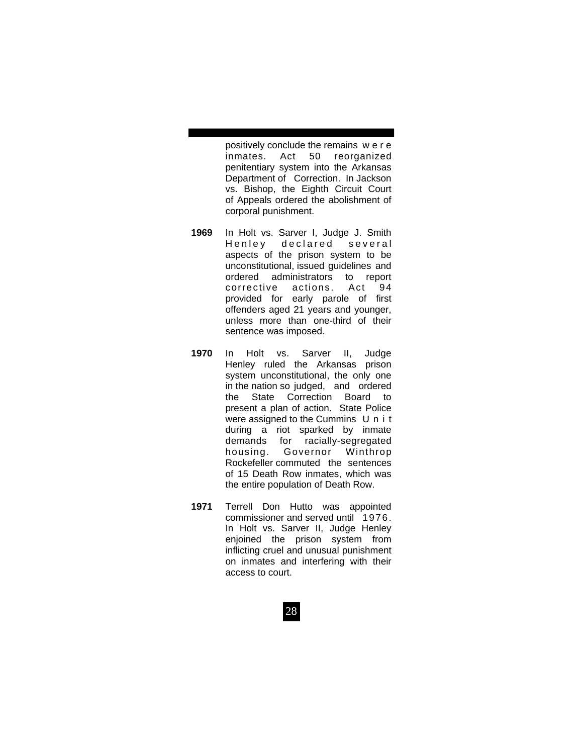positively conclude the remains were inmates. Act 50 reorganized penitentiary system into the Arkansas Department of Correction. In Jackson vs. Bishop, the Eighth Circuit Court of Appeals ordered the abolishment of corporal punishment.

**1969** In Holt vs. Sarver I, Judge J. Smith Henley declared several aspects of the prison system to be unconstitutional, issued guidelines and ordered administrators to report corrective actions. Act 94 provided for early parole of first offenders aged 21 years and younger, unless more than one-third of their sentence was imposed.

**1970** In Holt vs. Sarver II, Judge Henley ruled the Arkansas prison system unconstitutional, the only one in the nation so judged, and ordered the State Correction Board to present a plan of action. State Police were assigned to the Cummins Unit during a riot sparked by inmate demands for racially-segregated housing. Governor Winthrop Rockefeller commuted the sentences of 15 Death Row inmates, which was the entire population of Death Row.

**1971** Terrell Don Hutto was appointed commissioner and served until 1976. In Holt vs. Sarver II, Judge Henley enjoined the prison system from inflicting cruel and unusual punishment on inmates and interfering with their access to court.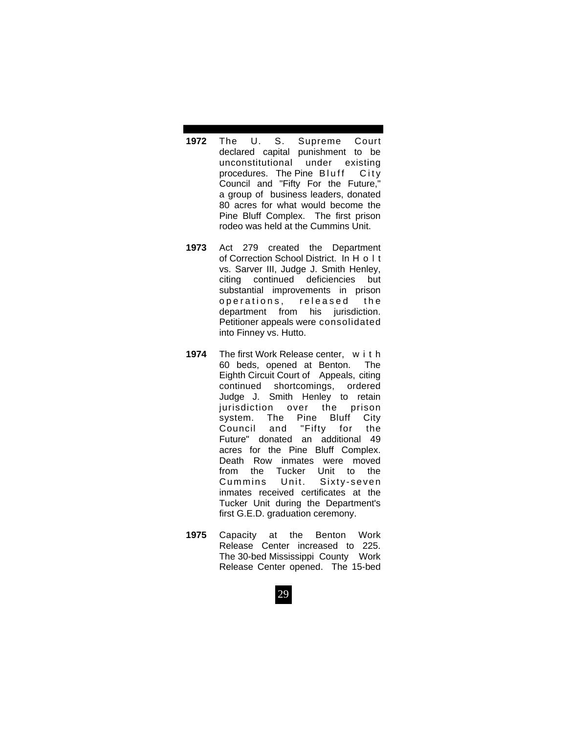**1972** The U. S. Supreme Court declared capital punishment to be unconstitutional under existing procedures. The Pine Bluff City Council and "Fifty For the Future," a group of business leaders, donated 80 acres for what would become the Pine Bluff Complex. The first prison rodeo was held at the Cummins Unit.

**1973** Act 279 created the Department of Correction School District. In Holt vs. Sarver III, Judge J. Smith Henley, citing continued deficiencies but substantial improvements in prison operations, released the department from his jurisdiction. Petitioner appeals were consolidated into Finney vs. Hutto.

**1974** The first Work Release center, with 60 beds, opened at Benton. The Eighth Circuit Court of Appeals, citing continued shortcomings, ordered Judge J. Smith Henley to retain jurisdiction over the prison system. The Pine Bluff City Council and "Fifty for the Future" donated an additional 49 acres for the Pine Bluff Complex. Death Row inmates were moved from the Tucker Unit to the Cummins Unit. Sixty-seven inmates received certificates at the Tucker Unit during the Department's first G.E.D. graduation ceremony.

**1975** Capacity at the Benton Work Release Center increased to 225. The 30-bed Mississippi County Work Release Center opened. The 15-bed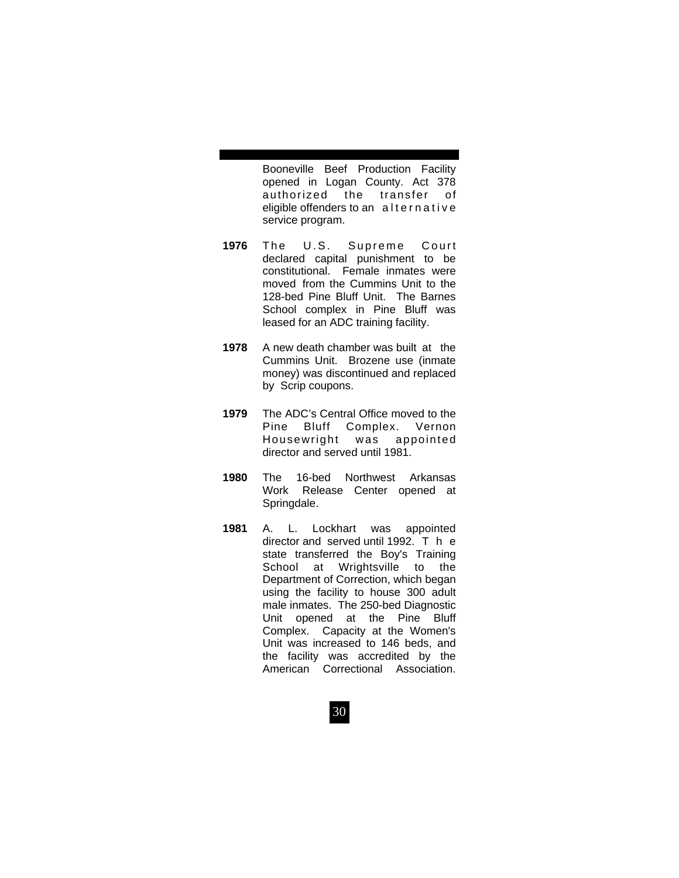Booneville Beef Production Facility opened in Logan County. Act 378 authorized the transfer of eligible offenders to an alternative service program.

**1976** The U.S. Supreme Court declared capital punishment to be constitutional. Female inmates were moved from the Cummins Unit to the 128-bed Pine Bluff Unit. The Barnes School complex in Pine Bluff was leased for an ADC training facility.

**1978** A new death chamber was built at the Cummins Unit. Brozene use (inmate money) was discontinued and replaced by Scrip coupons.

**1979** The ADC's Central Office moved to the Pine Bluff Complex. Vernon Housewright was appointed director and served until 1981.

**1980** The 16-bed Northwest Arkansas Work Release Center opened at Springdale.

**1981** A. L. Lockhart was appointed director and served until 1992. The state transferred the Boy's Training School at Wrightsville to the Department of Correction, which began using the facility to house 300 adult male inmates. The 250-bed Diagnostic Unit opened at the Pine Bluff Complex. Capacity at the Women's Unit was increased to 146 beds, and the facility was accredited by the American Correctional Association.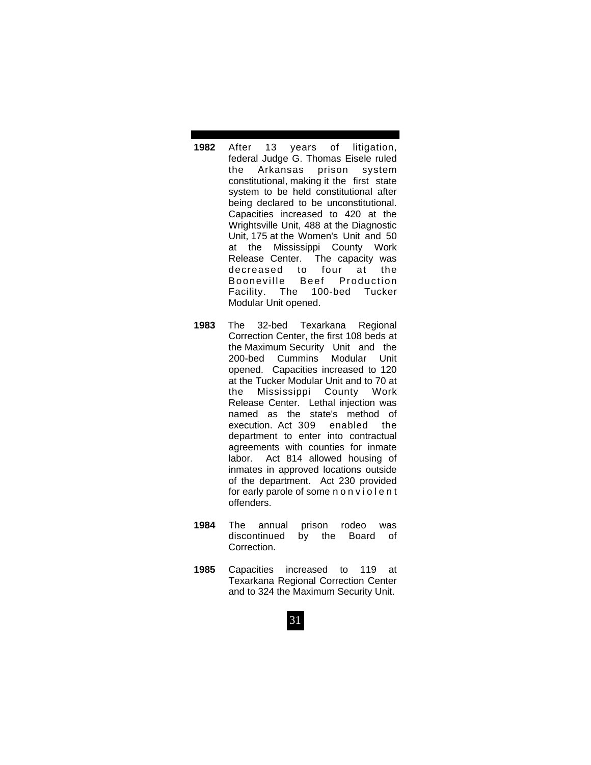**1982** After 13 years of litigation, federal Judge G. Thomas Eisele ruled the Arkansas prison system constitutional, making it the first state system to be held constitutional after being declared to be unconstitutional. Capacities increased to 420 at the Wrightsville Unit, 488 at the Diagnostic Unit, 175 at the Women's Unit and 50 at the Mississippi County Work Release Center. The capacity was decreased to four at the Booneville Beef Production Facility. The 100-bed Tucker Modular Unit opened.

**1983** The 32-bed Texarkana Regional Correction Center, the first 108 beds at the Maximum Security Unit and the 200-bed Cummins Modular Unit opened. Capacities increased to 120 at the Tucker Modular Unit and to 70 at the Mississippi County Work Release Center. Lethal injection was named as the state's method of execution. Act 309 enabled the department to enter into contractual agreements with counties for inmate labor. Act 814 allowed housing of inmates in approved locations outside of the department. Act 230 provided for early parole of some nonviolent offenders.

**1984** The annual prison rodeo was discontinued by the Board of Correction.

**1985** Capacities increased to 119 at Texarkana Regional Correction Center and to 324 the Maximum Security Unit.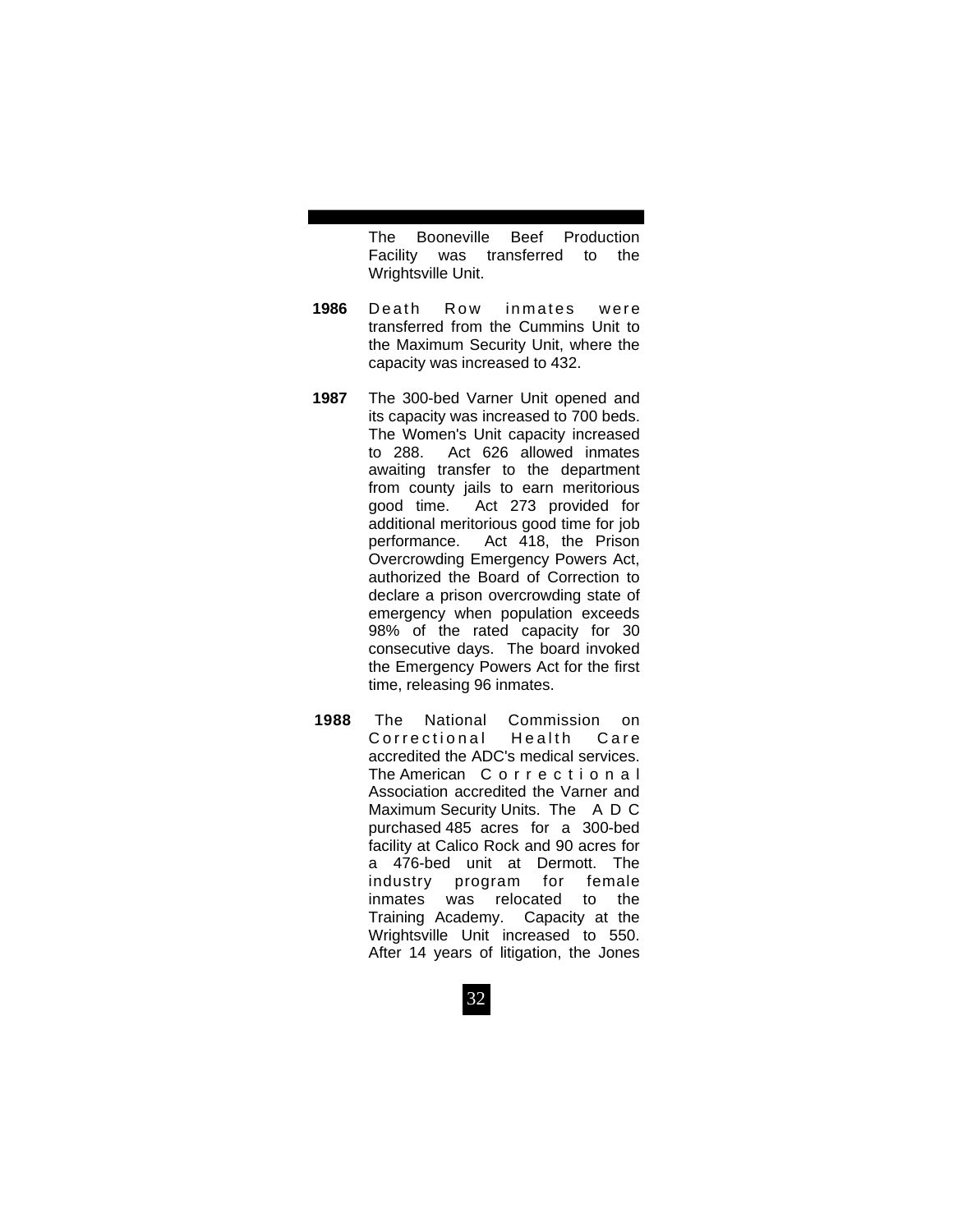The Booneville Beef Production Facility was transferred to the Wrightsville Unit.

**1986** Death Row inmates were transferred from the Cummins Unit to the Maximum Security Unit, where the capacity was increased to 432.

**1987** The 300-bed Varner Unit opened and its capacity was increased to 700 beds. The Women's Unit capacity increased to 288. Act 626 allowed inmates awaiting transfer to the department from county jails to earn meritorious good time. Act 273 provided for additional meritorious good time for job performance. Act 418, the Prison Overcrowding Emergency Powers Act, authorized the Board of Correction to declare a prison overcrowding state of emergency when population exceeds 98% of the rated capacity for 30 consecutive days. The board invoked the Emergency Powers Act for the first time, releasing 96 inmates.

**1988** The National Commission on Correctional Health Care accredited the ADC's medical services. The American Correctional Association accredited the Varner and Maximum Security Units. The ADC purchased 485 acres for a 300-bed facility at Calico Rock and 90 acres for a 476-bed unit at Dermott. The industry program for female inmates was relocated to the Training Academy. Capacity at the Wrightsville Unit increased to 550. After 14 years of litigation, the Jones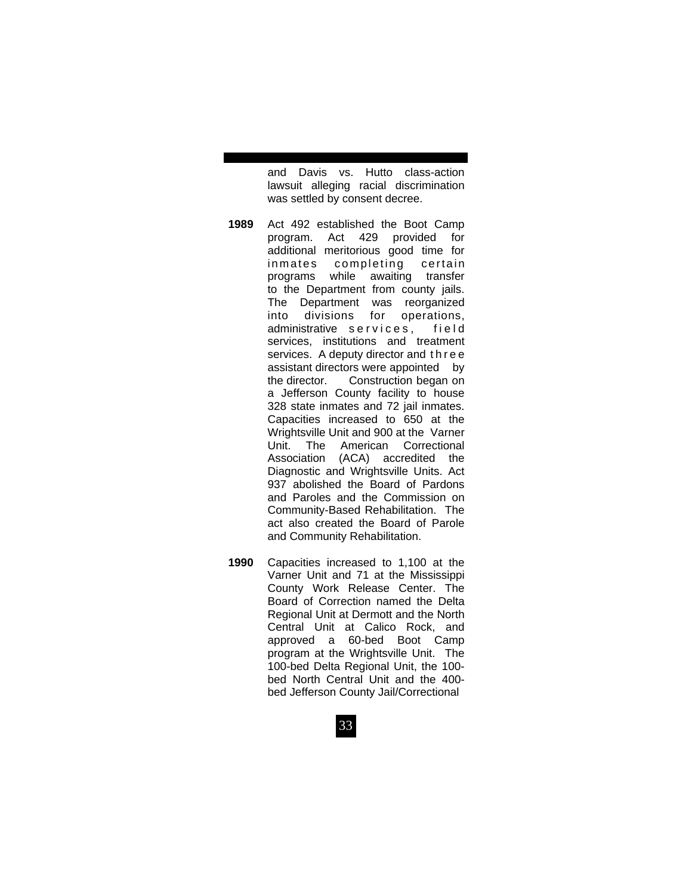and Davis vs. Hutto class-action lawsuit alleging racial discrimination was settled by consent decree.

**1989** Act 492 established the Boot Camp program. Act 429 provided for additional meritorious good time for inmates completing certain programs while awaiting transfer to the Department from county jails. The Department was reorganized into divisions for operations, administrative services, field services, institutions and treatment services. A deputy director and three assistant directors were appointed by the director. Construction began on a Jefferson County facility to house 328 state inmates and 72 jail inmates. Capacities increased to 650 at the Wrightsville Unit and 900 at the Varner Unit. The American Correctional Association (ACA) accredited the Diagnostic and Wrightsville Units. Act 937 abolished the Board of Pardons and Paroles and the Commission on Community-Based Rehabilitation. The act also created the Board of Parole and Community Rehabilitation.

**1990** Capacities increased to 1,100 at the Varner Unit and 71 at the Mississippi County Work Release Center. The Board of Correction named the Delta Regional Unit at Dermott and the North Central Unit at Calico Rock, and approved a 60-bed Boot Camp program at the Wrightsville Unit. The 100-bed Delta Regional Unit, the 100-bed North Central Unit and the 400-bed Jefferson County Jail/Correctional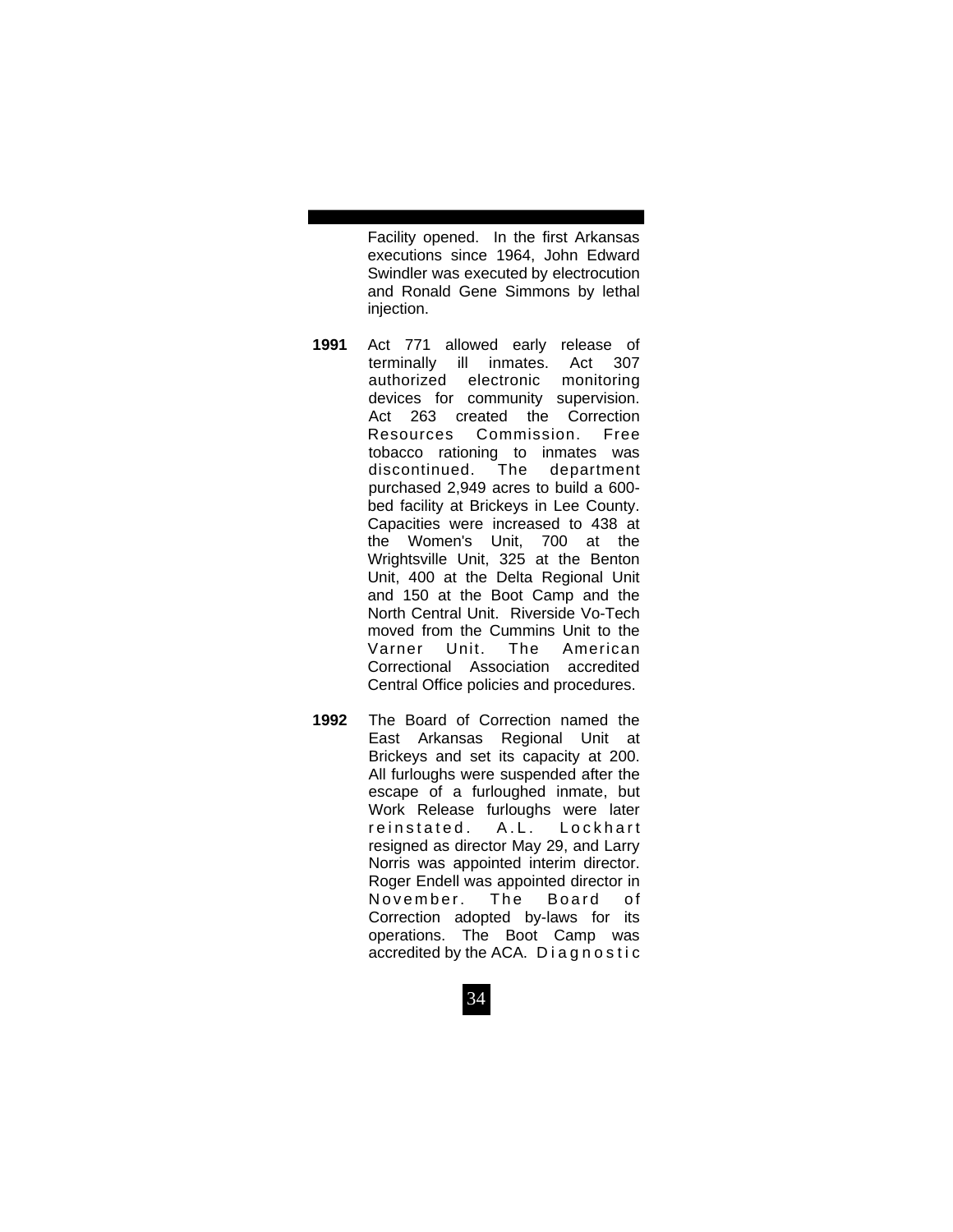Facility opened. In the first Arkansas executions since 1964, John Edward Swindler was executed by electrocution and Ronald Gene Simmons by lethal injection.

**1991** Act 771 allowed early release of terminally ill inmates. Act 307 authorized electronic monitoring devices for community supervision. Act 263 created the Correction Resources Commission. Free tobacco rationing to inmates was discontinued. The department purchased 2,949 acres to build a 600-bed facility at Brickeys in Lee County. Capacities were increased to 438 at the Women's Unit, 700 at the Wrightsville Unit, 325 at the Benton Unit, 400 at the Delta Regional Unit and 150 at the Boot Camp and the North Central Unit. Riverside Vo-Tech moved from the Cummins Unit to the Varner Unit. The American Correctional Association accredited Central Office policies and procedures.

**1992** The Board of Correction named the East Arkansas Regional Unit at Brickeys and set its capacity at 200. All furloughs were suspended after the escape of a furloughed inmate, but Work Release furloughs were later reinstated. A.L. Lockhart resigned as director May 29, and Larry Norris was appointed interim director. Roger Endell was appointed director in November. The Board of Correction adopted by-laws for its operations. The Boot Camp was accredited by the ACA. Diagnostic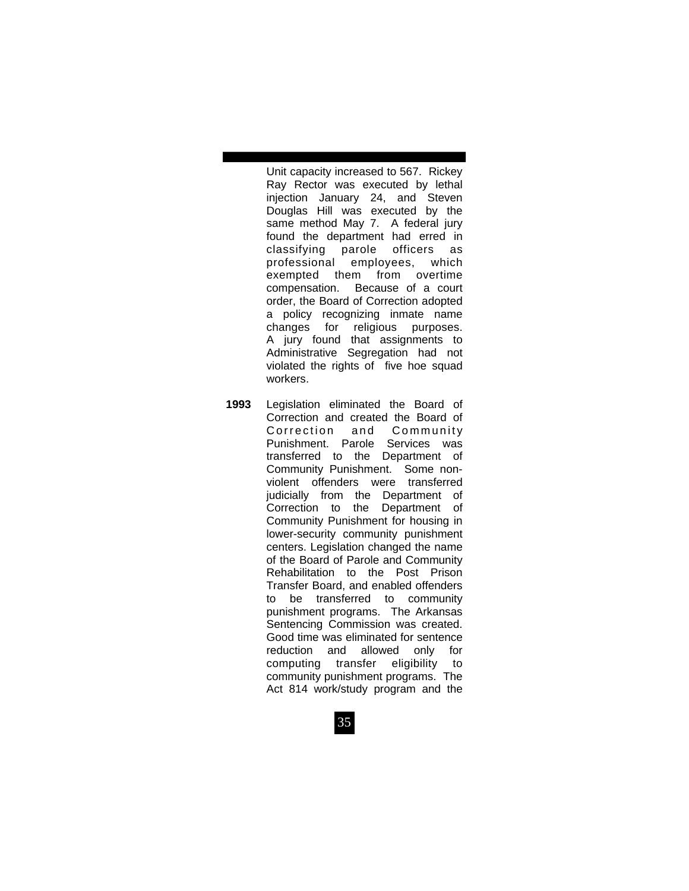Unit capacity increased to 567. Rickey Ray Rector was executed by lethal injection January 24, and Steven Douglas Hill was executed by the same method May 7. A federal jury found the department had erred in classifying parole officers as professional employees, which exempted them from overtime compensation. Because of a court order, the Board of Correction adopted a policy recognizing inmate name changes for religious purposes. A jury found that assignments to Administrative Segregation had not violated the rights of five hoe squad workers.

**1993** Legislation eliminated the Board of Correction and created the Board of Correction and Community Punishment. Parole Services was transferred to the Department of Community Punishment. Some non-violent offenders were transferred judicially from the Department of Correction to the Department of Community Punishment for housing in lower-security community punishment centers. Legislation changed the name of the Board of Parole and Community Rehabilitation to the Post Prison Transfer Board, and enabled offenders to be transferred to community punishment programs. The Arkansas Sentencing Commission was created. Good time was eliminated for sentence reduction and allowed only for computing transfer eligibility to community punishment programs. The Act 814 work/study program and the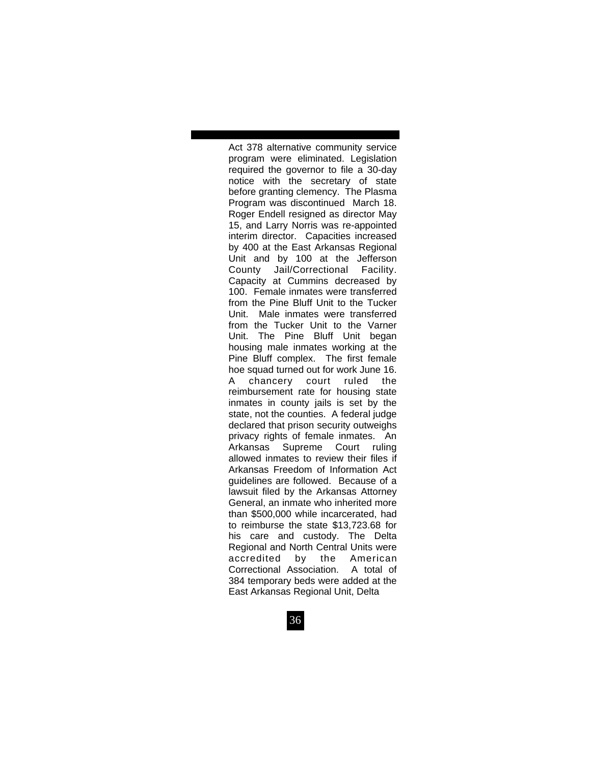Act 378 alternative community service program were eliminated. Legislation required the governor to file a 30-day notice with the secretary of state before granting clemency. The Plasma Program was discontinued March 18. Roger Endell resigned as director May 15, and Larry Norris was re-appointed interim director. Capacities increased by 400 at the East Arkansas Regional Unit and by 100 at the Jefferson County Jail/Correctional Facility. Capacity at Cummins decreased by 100. Female inmates were transferred from the Pine Bluff Unit to the Tucker Unit. Male inmates were transferred from the Tucker Unit to the Varner Unit. The Pine Bluff Unit began housing male inmates working at the Pine Bluff complex. The first female hoe squad turned out for work June 16. A chancery court ruled the reimbursement rate for housing state inmates in county jails is set by the state, not the counties. A federal judge declared that prison security outweighs privacy rights of female inmates. An Arkansas Supreme Court ruling allowed inmates to review their files if Arkansas Freedom of Information Act guidelines are followed. Because of a lawsuit filed by the Arkansas Attorney General, an inmate who inherited more than $500,000 while incarcerated, had to reimburse the state $13,723.68 for his care and custody. The Delta Regional and North Central Units were accredited by the American Correctional Association. A total of 384 temporary beds were added at the East Arkansas Regional Unit, Delta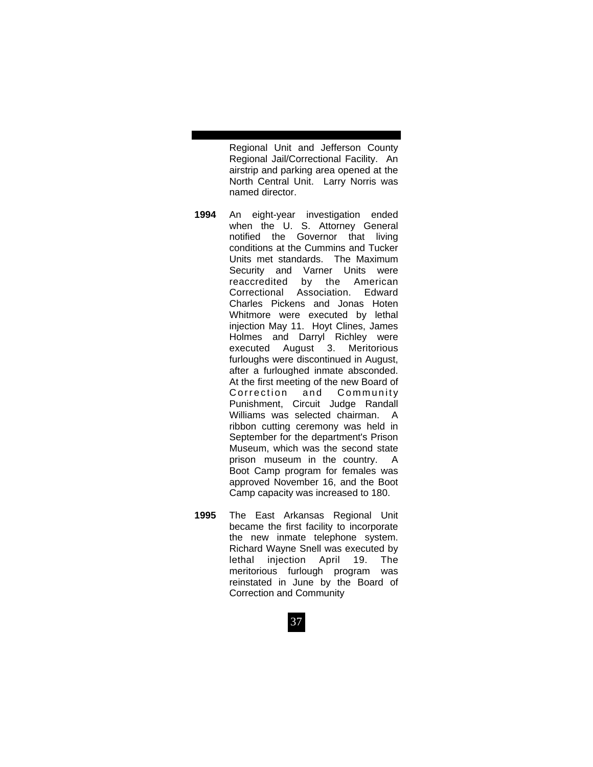Regional Unit and Jefferson County Regional Jail/Correctional Facility. An airstrip and parking area opened at the North Central Unit. Larry Norris was named director.

**1994** An eight-year investigation ended when the U. S. Attorney General notified the Governor that living conditions at the Cummins and Tucker Units met standards. The Maximum Security and Varner Units were reaccredited by the American Correctional Association. Edward Charles Pickens and Jonas Hoten Whitmore were executed by lethal injection May 11. Hoyt Clines, James Holmes and Darryl Richley were executed August 3. Meritorious furloughs were discontinued in August, after a furloughed inmate absconded. At the first meeting of the new Board of Correction and Community Punishment, Circuit Judge Randall Williams was selected chairman. A ribbon cutting ceremony was held in September for the department's Prison Museum, which was the second state prison museum in the country. A Boot Camp program for females was approved November 16, and the Boot Camp capacity was increased to 180.

**1995** The East Arkansas Regional Unit became the first facility to incorporate the new inmate telephone system. Richard Wayne Snell was executed by lethal injection April 19. The meritorious furlough program was reinstated in June by the Board of Correction and Community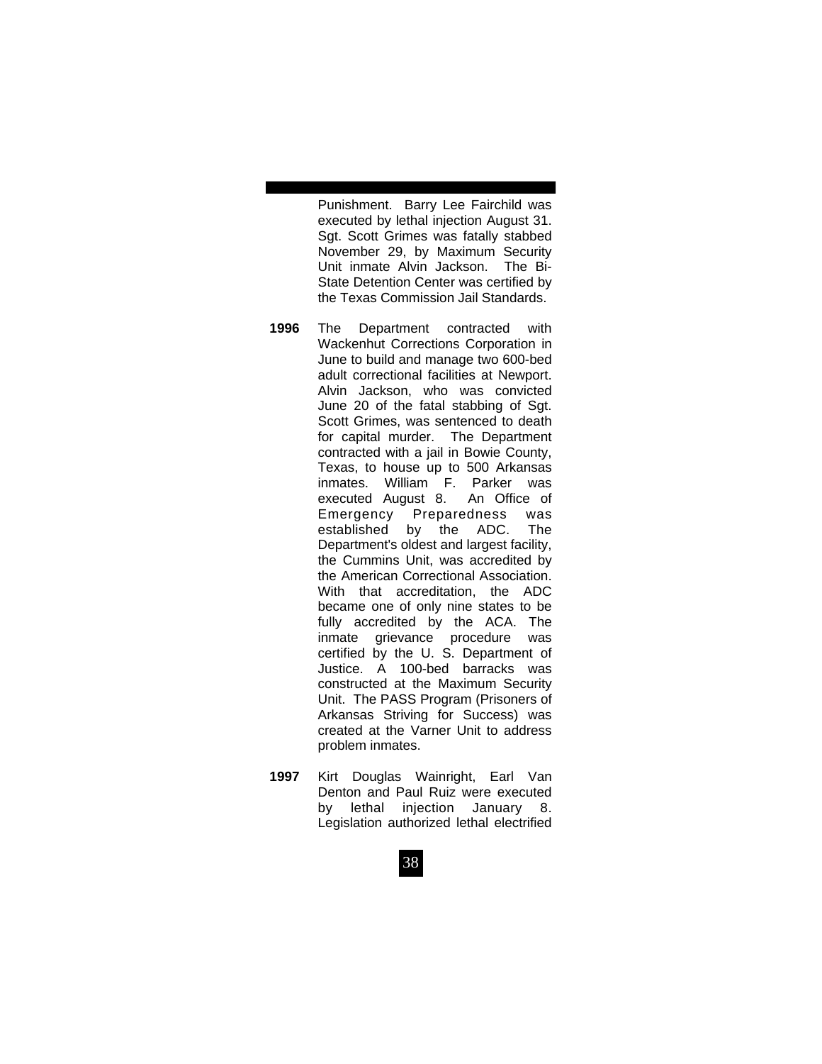Punishment. Barry Lee Fairchild was executed by lethal injection August 31. Sgt. Scott Grimes was fatally stabbed November 29, by Maximum Security Unit inmate Alvin Jackson. The Bi-State Detention Center was certified by the Texas Commission Jail Standards.

**1996** The Department contracted with Wackenhut Corrections Corporation in June to build and manage two 600-bed adult correctional facilities at Newport. Alvin Jackson, who was convicted June 20 of the fatal stabbing of Sgt. Scott Grimes, was sentenced to death for capital murder. The Department contracted with a jail in Bowie County, Texas, to house up to 500 Arkansas inmates. William F. Parker was executed August 8. An Office of Emergency Preparedness was established by the ADC. The Department's oldest and largest facility, the Cummins Unit, was accredited by the American Correctional Association. With that accreditation, the ADC became one of only nine states to be fully accredited by the ACA. The inmate grievance procedure was certified by the U. S. Department of Justice. A 100-bed barracks was constructed at the Maximum Security Unit. The PASS Program (Prisoners of Arkansas Striving for Success) was created at the Varner Unit to address problem inmates.

**1997** Kirt Douglas Wainright, Earl Van Denton and Paul Ruiz were executed by lethal injection January 8. Legislation authorized lethal electrified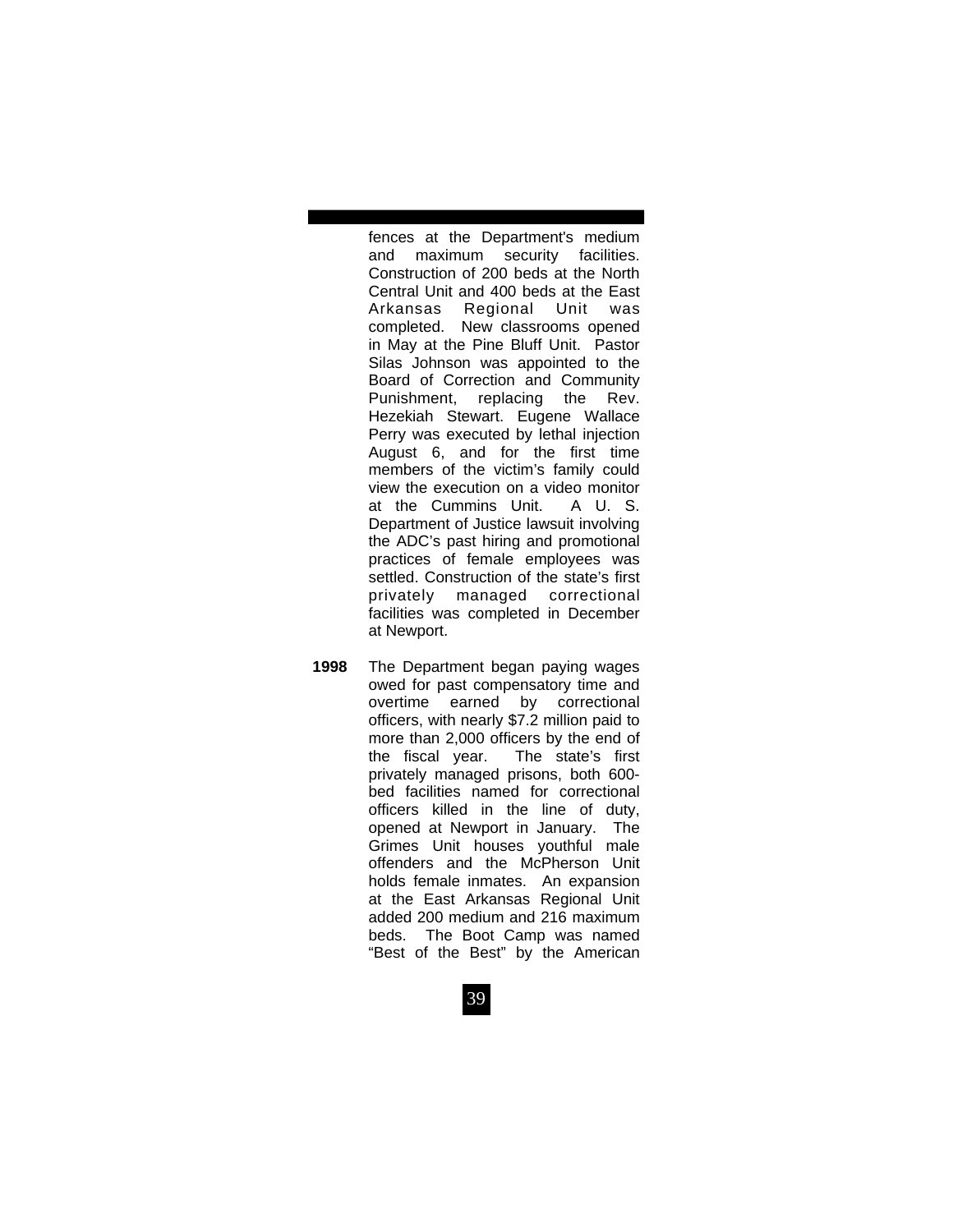fences at the Department's medium and maximum security facilities. Construction of 200 beds at the North Central Unit and 400 beds at the East Arkansas Regional Unit was completed. New classrooms opened in May at the Pine Bluff Unit. Pastor Silas Johnson was appointed to the Board of Correction and Community Punishment, replacing the Rev. Hezekiah Stewart. Eugene Wallace Perry was executed by lethal injection August 6, and for the first time members of the victim's family could view the execution on a video monitor at the Cummins Unit. A U. S. Department of Justice lawsuit involving the ADC's past hiring and promotional practices of female employees was settled. Construction of the state's first privately managed correctional facilities was completed in December at Newport.

**1998** The Department began paying wages owed for past compensatory time and overtime earned by correctional officers, with nearly $7.2 million paid to more than 2,000 officers by the end of the fiscal year. The state's first privately managed prisons, both 600-bed facilities named for correctional officers killed in the line of duty, opened at Newport in January. The Grimes Unit houses youthful male offenders and the McPherson Unit holds female inmates. An expansion at the East Arkansas Regional Unit added 200 medium and 216 maximum beds. The Boot Camp was named "Best of the Best" by the American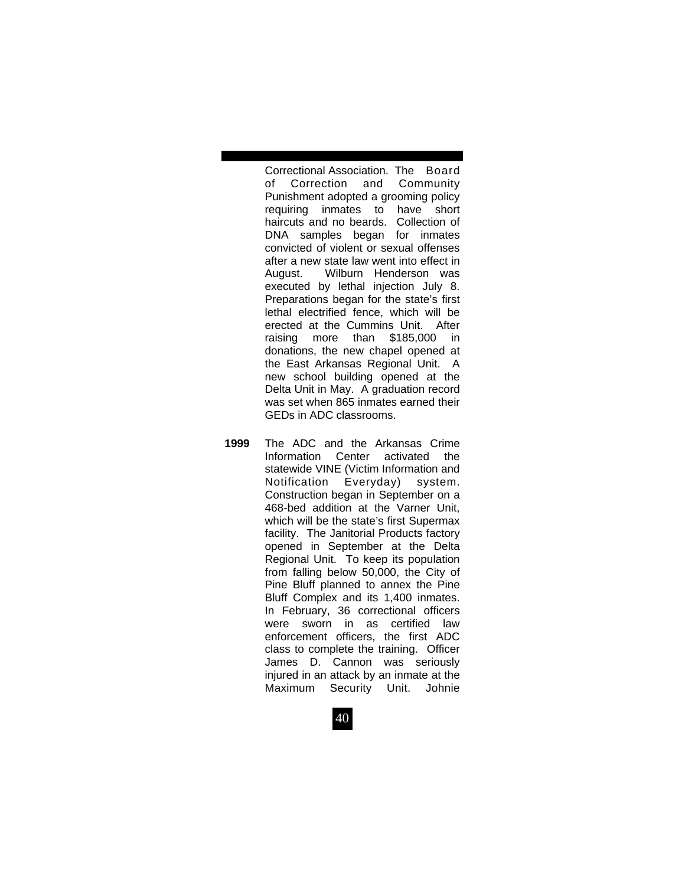Correctional Association. The Board of Correction and Community Punishment adopted a grooming policy requiring inmates to have short haircuts and no beards. Collection of DNA samples began for inmates convicted of violent or sexual offenses after a new state law went into effect in August. Wilburn Henderson was executed by lethal injection July 8. Preparations began for the state's first lethal electrified fence, which will be erected at the Cummins Unit. After raising more than $185,000 in donations, the new chapel opened at the East Arkansas Regional Unit. A new school building opened at the Delta Unit in May. A graduation record was set when 865 inmates earned their GEDs in ADC classrooms.

**1999** The ADC and the Arkansas Crime Information Center activated the statewide VINE (Victim Information and Notification Everyday) system. Construction began in September on a 468-bed addition at the Varner Unit, which will be the state's first Supermax facility. The Janitorial Products factory opened in September at the Delta Regional Unit. To keep its population from falling below 50,000, the City of Pine Bluff planned to annex the Pine Bluff Complex and its 1,400 inmates. In February, 36 correctional officers were sworn in as certified law enforcement officers, the first ADC class to complete the training. Officer James D. Cannon was seriously injured in an attack by an inmate at the Maximum Security Unit. Johnie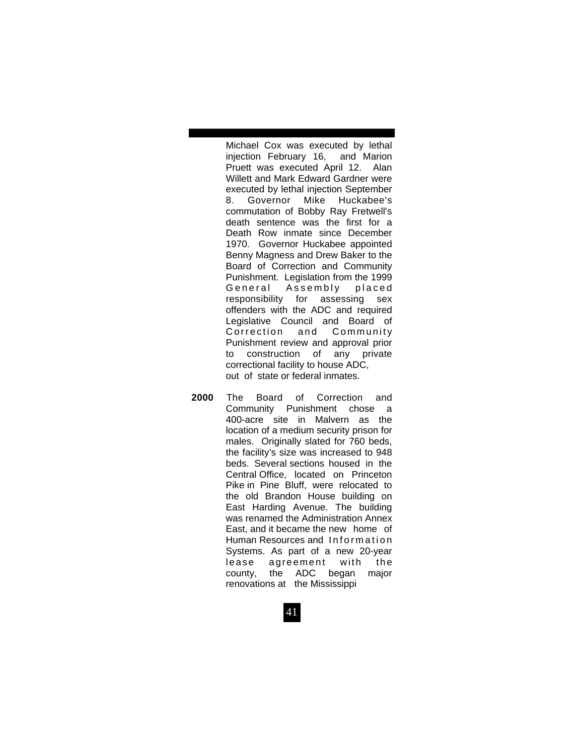Michael Cox was executed by lethal injection February 16, and Marion Pruett was executed April 12. Alan Willett and Mark Edward Gardner were executed by lethal injection September 8. Governor Mike Huckabee's commutation of Bobby Ray Fretwell's death sentence was the first for a Death Row inmate since December 1970. Governor Huckabee appointed Benny Magness and Drew Baker to the Board of Correction and Community Punishment. Legislation from the 1999 General Assembly placed responsibility for assessing sex offenders with the ADC and required Legislative Council and Board of Correction and Community Punishment review and approval prior to construction of any private correctional facility to house ADC, out of state or federal inmates.

**2000** The Board of Correction and Community Punishment chose a 400-acre site in Malvern as the location of a medium security prison for males. Originally slated for 760 beds, the facility's size was increased to 948 beds. Several sections housed in the Central Office, located on Princeton Pike in Pine Bluff, were relocated to the old Brandon House building on East Harding Avenue. The building was renamed the Administration Annex East, and it became the new home of Human Resources and Information Systems. As part of a new 20-year lease agreement with the county, the ADC began major renovations at the Mississippi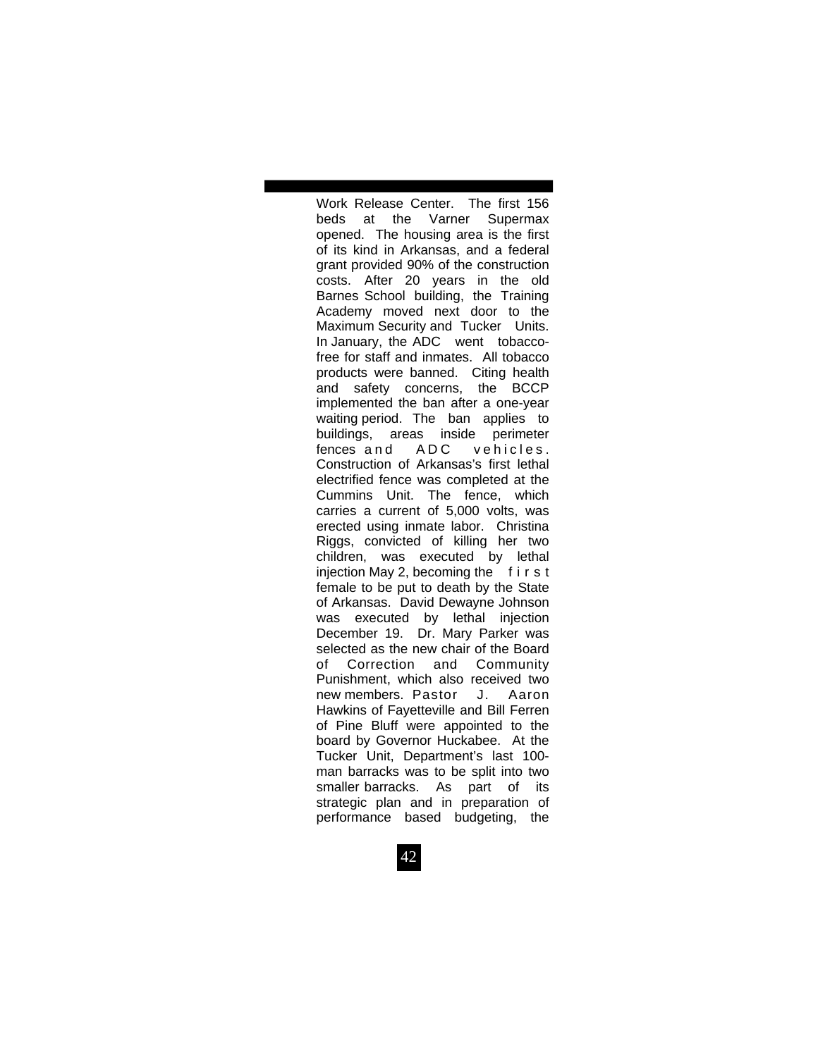Work Release Center. The first 156 beds at the Varner Supermax opened. The housing area is the first of its kind in Arkansas, and a federal grant provided 90% of the construction costs. After 20 years in the old Barnes School building, the Training Academy moved next door to the Maximum Security and Tucker Units. In January, the ADC went tobacco-free for staff and inmates. All tobacco products were banned. Citing health and safety concerns, the BCCP implemented the ban after a one-year waiting period. The ban applies to buildings, areas inside perimeter fences and ADC vehicles. Construction of Arkansas's first lethal electrified fence was completed at the Cummins Unit. The fence, which carries a current of 5,000 volts, was erected using inmate labor. Christina Riggs, convicted of killing her two children, was executed by lethal injection May 2, becoming the first female to be put to death by the State of Arkansas. David Dewayne Johnson was executed by lethal injection December 19. Dr. Mary Parker was selected as the new chair of the Board of Correction and Community Punishment, which also received two new members. Pastor J. Aaron Hawkins of Fayetteville and Bill Ferren of Pine Bluff were appointed to the board by Governor Huckabee. At the Tucker Unit, Department's last 100-man barracks was to be split into two smaller barracks. As part of its strategic plan and in preparation of performance based budgeting, the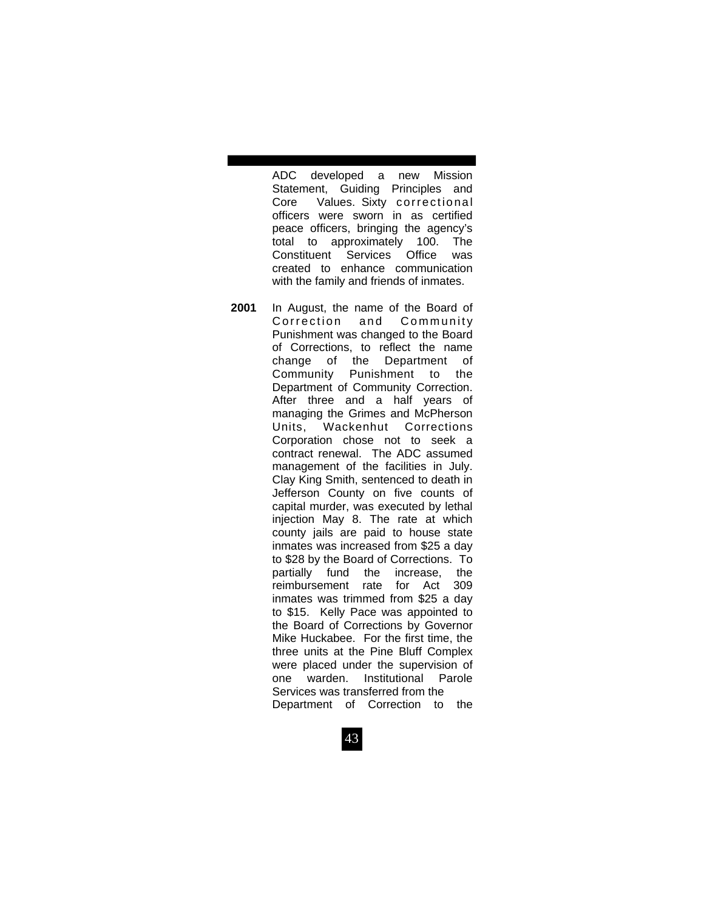ADC developed a new Mission Statement, Guiding Principles and Core Values. Sixty correctional officers were sworn in as certified peace officers, bringing the agency's total to approximately 100. The Constituent Services Office was created to enhance communication with the family and friends of inmates.

**2001** In August, the name of the Board of Correction and Community Punishment was changed to the Board of Corrections, to reflect the name change of the Department of Community Punishment to the Department of Community Correction. After three and a half years of managing the Grimes and McPherson Units, Wackenhut Corrections Corporation chose not to seek a contract renewal. The ADC assumed management of the facilities in July. Clay King Smith, sentenced to death in Jefferson County on five counts of capital murder, was executed by lethal injection May 8. The rate at which county jails are paid to house state inmates was increased from $25 a day to $28 by the Board of Corrections. To partially fund the increase, the reimbursement rate for Act 309 inmates was trimmed from $25 a day to $15. Kelly Pace was appointed to the Board of Corrections by Governor Mike Huckabee. For the first time, the three units at the Pine Bluff Complex were placed under the supervision of one warden. Institutional Parole Services was transferred from the Department of Correction to the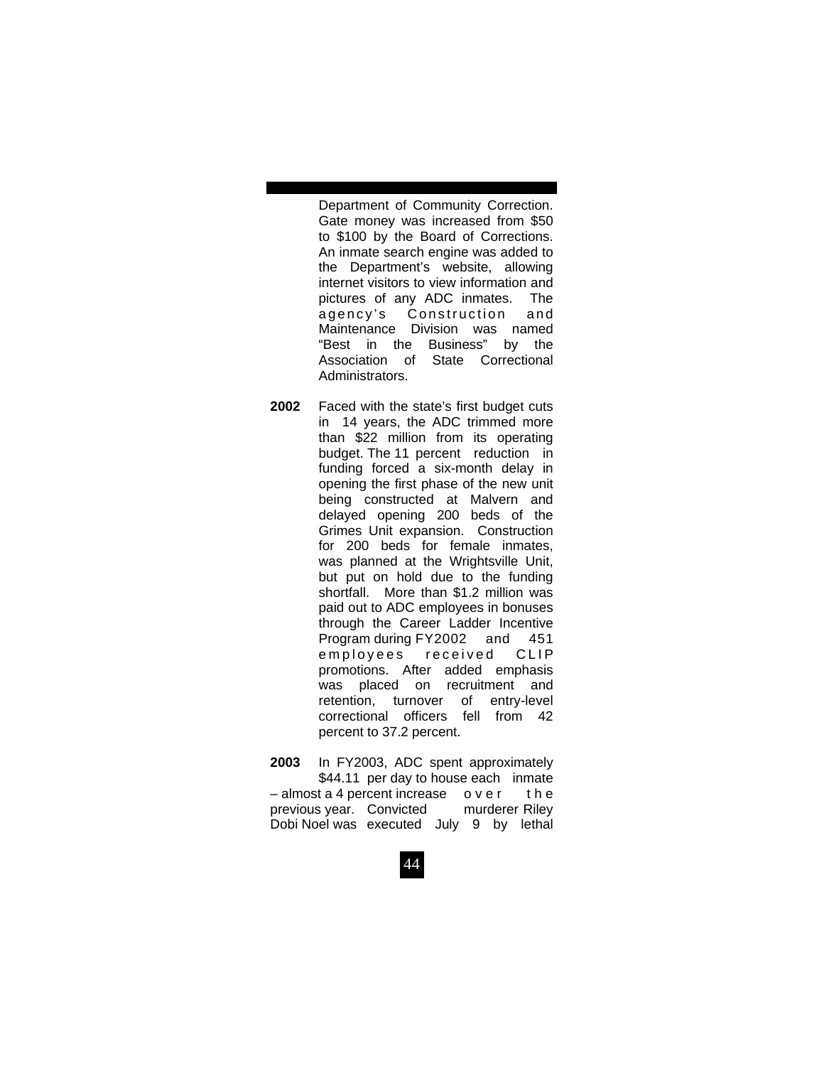Department of Community Correction. Gate money was increased from $50 to $100 by the Board of Corrections. An inmate search engine was added to the Department's website, allowing internet visitors to view information and pictures of any ADC inmates. The agency's Construction and Maintenance Division was named "Best in the Business" by the Association of State Correctional Administrators.

**2002** Faced with the state's first budget cuts in 14 years, the ADC trimmed more than $22 million from its operating budget. The 11 percent reduction in funding forced a six-month delay in opening the first phase of the new unit being constructed at Malvern and delayed opening 200 beds of the Grimes Unit expansion. Construction for 200 beds for female inmates, was planned at the Wrightsville Unit, but put on hold due to the funding shortfall. More than $1.2 million was paid out to ADC employees in bonuses through the Career Ladder Incentive Program during FY2002 and 451 employees received CLIP promotions. After added emphasis was placed on recruitment and retention, turnover of entry-level correctional officers fell from 42 percent to 37.2 percent.

**2003** In FY2003, ADC spent approximately $44.11 per day to house each inmate – almost a 4 percent increase over the previous year. Convicted murderer Riley Dobi Noel was executed July 9 by lethal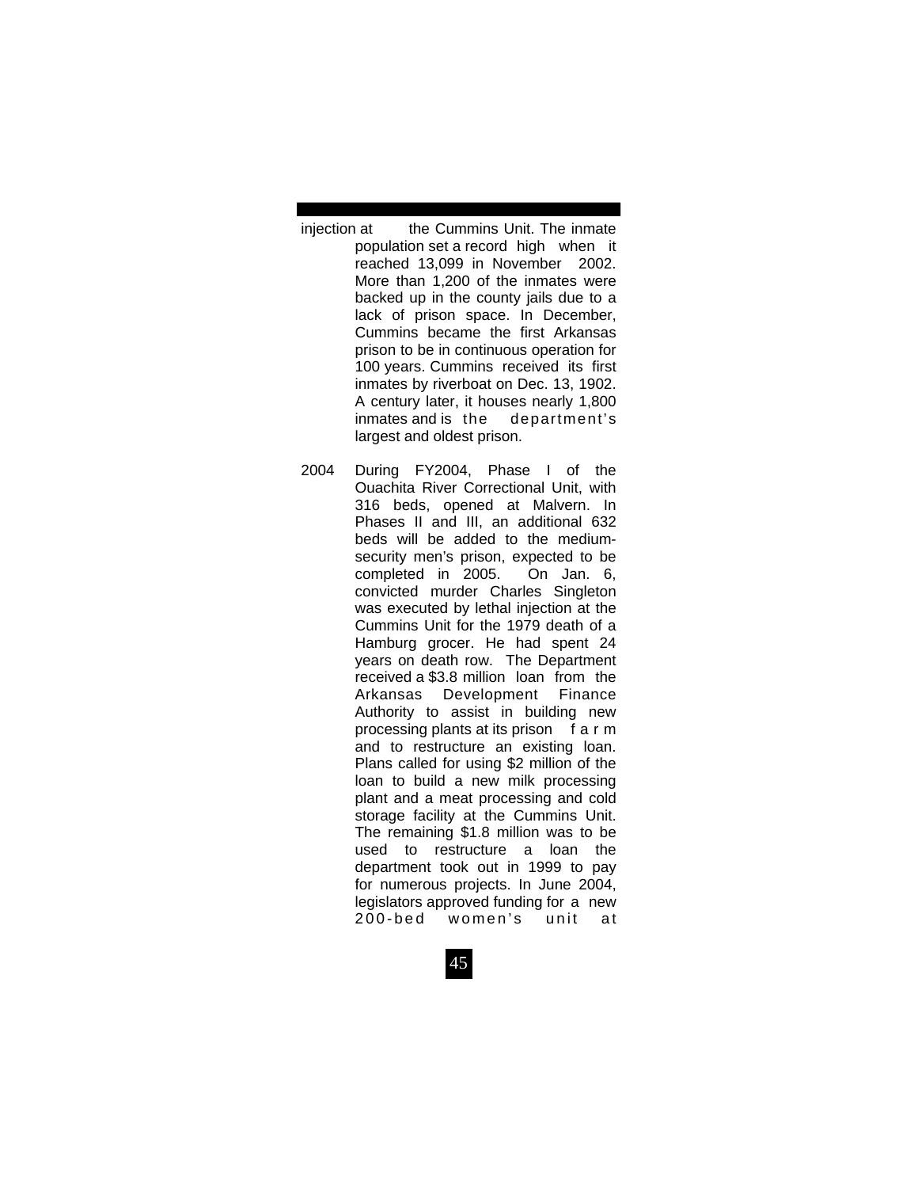injection at the Cummins Unit. The inmate population set a record high when it reached 13,099 in November 2002. More than 1,200 of the inmates were backed up in the county jails due to a lack of prison space. In December, Cummins became the first Arkansas prison to be in continuous operation for 100 years. Cummins received its first inmates by riverboat on Dec. 13, 1902. A century later, it houses nearly 1,800 inmates and is the department's largest and oldest prison.

2004 During FY2004, Phase I of the Ouachita River Correctional Unit, with 316 beds, opened at Malvern. In Phases II and III, an additional 632 beds will be added to the medium-security men's prison, expected to be completed in 2005. On Jan. 6, convicted murder Charles Singleton was executed by lethal injection at the Cummins Unit for the 1979 death of a Hamburg grocer. He had spent 24 years on death row. The Department received a $3.8 million loan from the Arkansas Development Finance Authority to assist in building new processing plants at its prison farm and to restructure an existing loan. Plans called for using $2 million of the loan to build a new milk processing plant and a meat processing and cold storage facility at the Cummins Unit. The remaining $1.8 million was to be used to restructure a loan the department took out in 1999 to pay for numerous projects. In June 2004, legislators approved funding for a new 200-bed women's unit at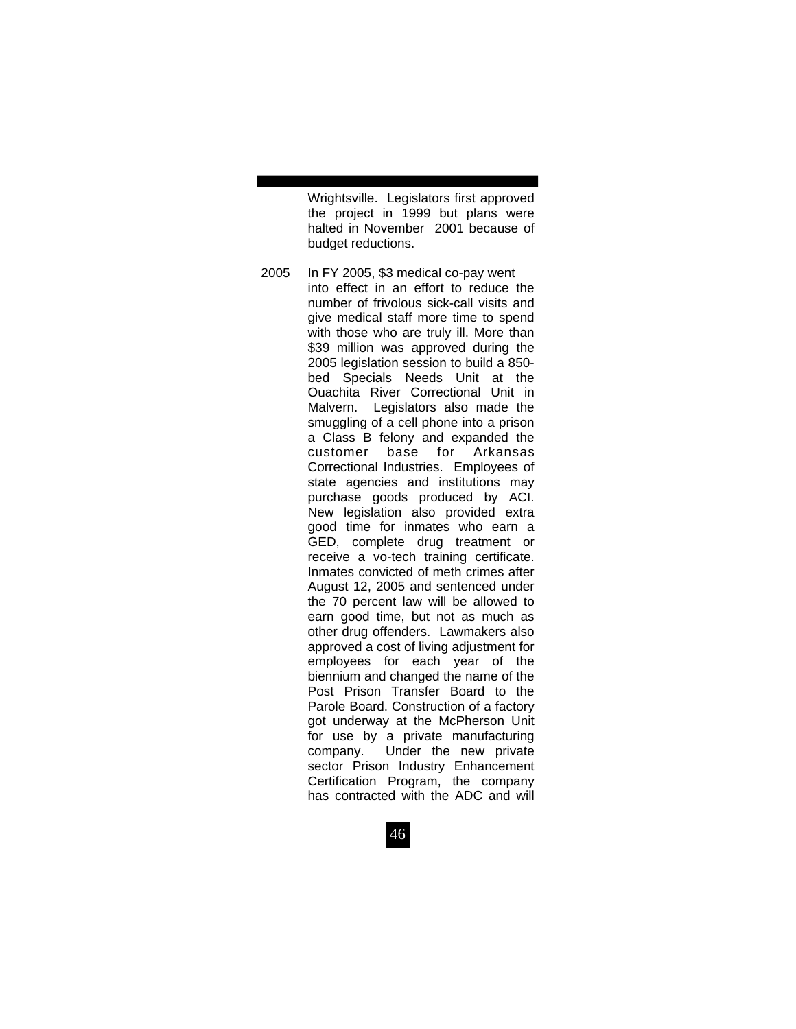Wrightsville. Legislators first approved the project in 1999 but plans were halted in November 2001 because of budget reductions.

2005 In FY 2005, $3 medical co-pay went into effect in an effort to reduce the number of frivolous sick-call visits and give medical staff more time to spend with those who are truly ill. More than $39 million was approved during the 2005 legislation session to build a 850-bed Specials Needs Unit at the Ouachita River Correctional Unit in Malvern. Legislators also made the smuggling of a cell phone into a prison a Class B felony and expanded the customer base for Arkansas Correctional Industries. Employees of state agencies and institutions may purchase goods produced by ACI. New legislation also provided extra good time for inmates who earn a GED, complete drug treatment or receive a vo-tech training certificate. Inmates convicted of meth crimes after August 12, 2005 and sentenced under the 70 percent law will be allowed to earn good time, but not as much as other drug offenders. Lawmakers also approved a cost of living adjustment for employees for each year of the biennium and changed the name of the Post Prison Transfer Board to the Parole Board. Construction of a factory got underway at the McPherson Unit for use by a private manufacturing company. Under the new private sector Prison Industry Enhancement Certification Program, the company has contracted with the ADC and will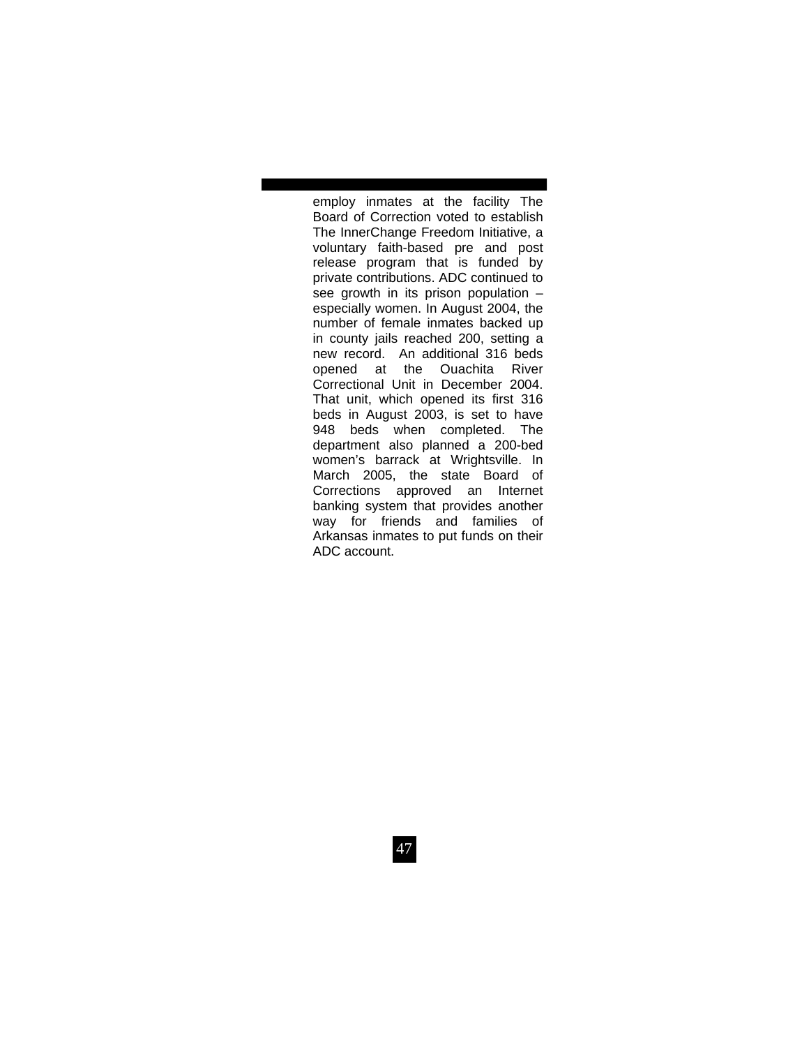employ inmates at the facility The Board of Correction voted to establish The InnerChange Freedom Initiative, a voluntary faith-based pre and post release program that is funded by private contributions. ADC continued to see growth in its prison population – especially women. In August 2004, the number of female inmates backed up in county jails reached 200, setting a new record. An additional 316 beds opened at the Ouachita River Correctional Unit in December 2004. That unit, which opened its first 316 beds in August 2003, is set to have 948 beds when completed. The department also planned a 200-bed women's barrack at Wrightsville. In March 2005, the state Board of Corrections approved an Internet banking system that provides another way for friends and families of Arkansas inmates to put funds on their ADC account.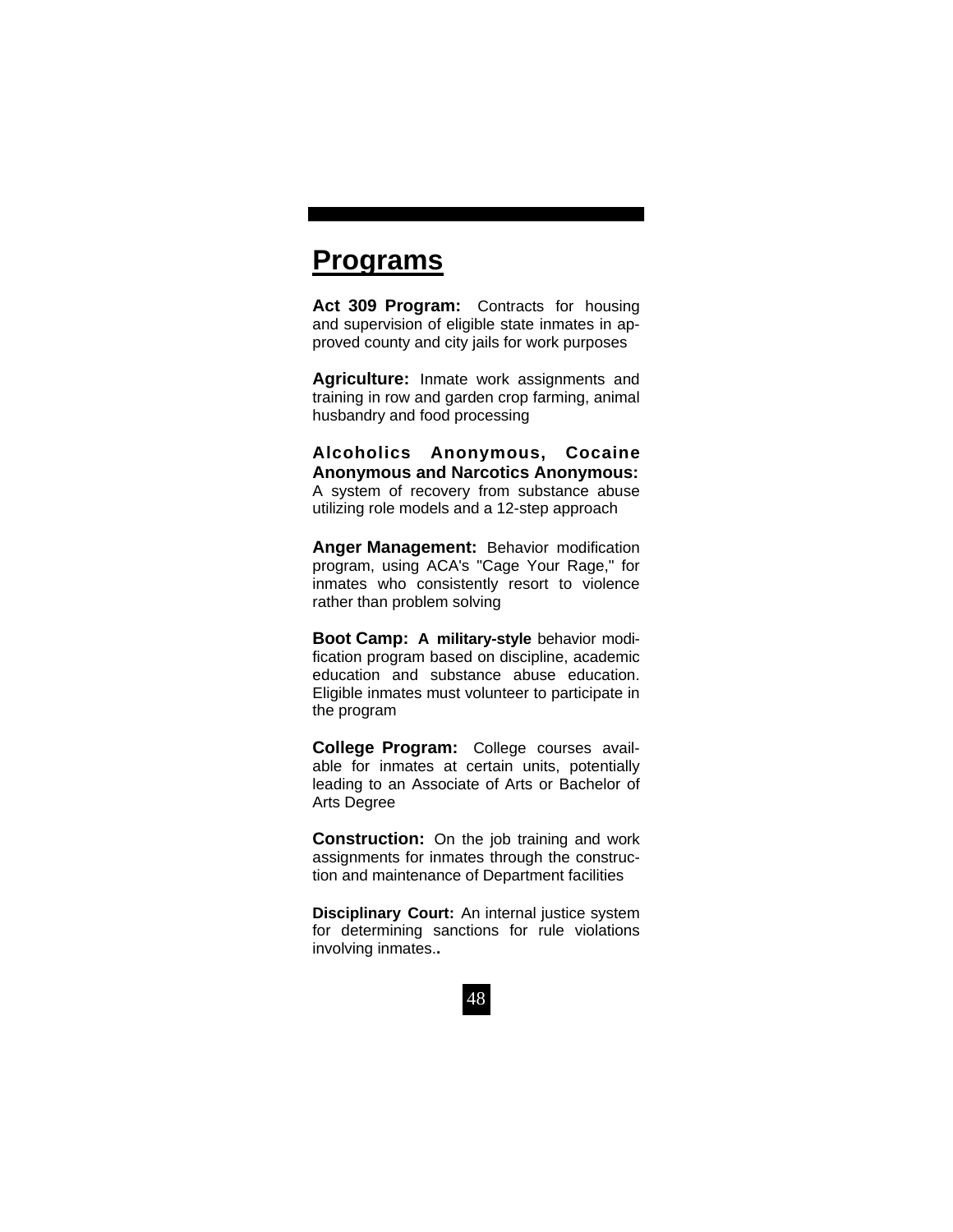# Programs

**Act 309 Program:** Contracts for housing and supervision of eligible state inmates in approved county and city jails for work purposes

**Agriculture:** Inmate work assignments and training in row and garden crop farming, animal husbandry and food processing

**Alcoholics Anonymous, Cocaine Anonymous and Narcotics Anonymous:** A system of recovery from substance abuse utilizing role models and a 12-step approach

**Anger Management:** Behavior modification program, using ACA's "Cage Your Rage," for inmates who consistently resort to violence rather than problem solving

**Boot Camp: A military-style** behavior modification program based on discipline, academic education and substance abuse education. Eligible inmates must volunteer to participate in the program

**College Program:** College courses available for inmates at certain units, potentially leading to an Associate of Arts or Bachelor of Arts Degree

**Construction:** On the job training and work assignments for inmates through the construction and maintenance of Department facilities

**Disciplinary Court:** An internal justice system for determining sanctions for rule violations involving inmates.**.**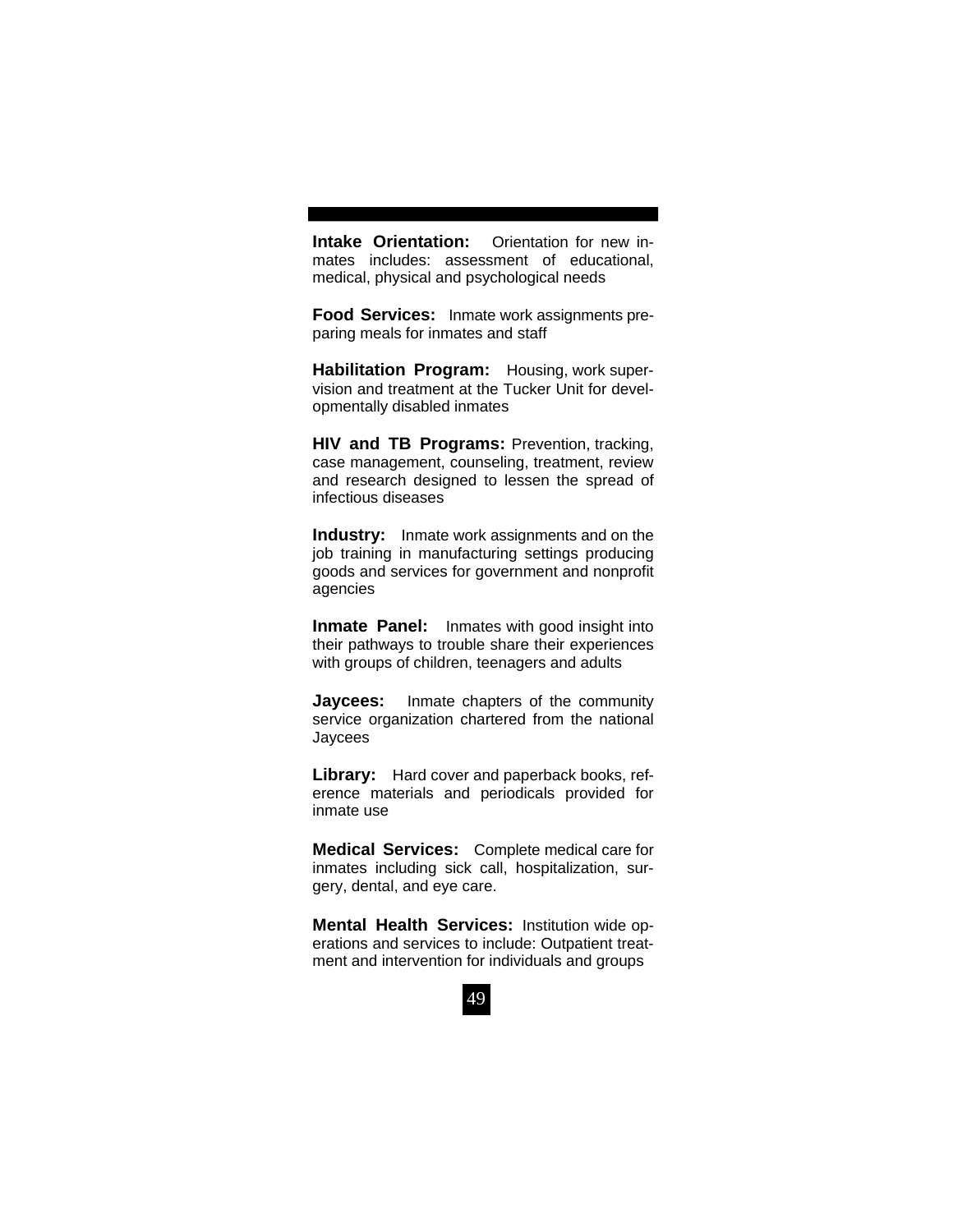**Intake Orientation:** Orientation for new inmates includes: assessment of educational, medical, physical and psychological needs

**Food Services:** Inmate work assignments preparing meals for inmates and staff

**Habilitation Program:** Housing, work supervision and treatment at the Tucker Unit for developmentally disabled inmates

**HIV and TB Programs:** Prevention, tracking, case management, counseling, treatment, review and research designed to lessen the spread of infectious diseases

**Industry:** Inmate work assignments and on the job training in manufacturing settings producing goods and services for government and nonprofit agencies

**Inmate Panel:** Inmates with good insight into their pathways to trouble share their experiences with groups of children, teenagers and adults

**Jaycees:** Inmate chapters of the community service organization chartered from the national Jaycees

**Library:** Hard cover and paperback books, reference materials and periodicals provided for inmate use

**Medical Services:** Complete medical care for inmates including sick call, hospitalization, surgery, dental, and eye care.

**Mental Health Services:** Institution wide operations and services to include: Outpatient treatment and intervention for individuals and groups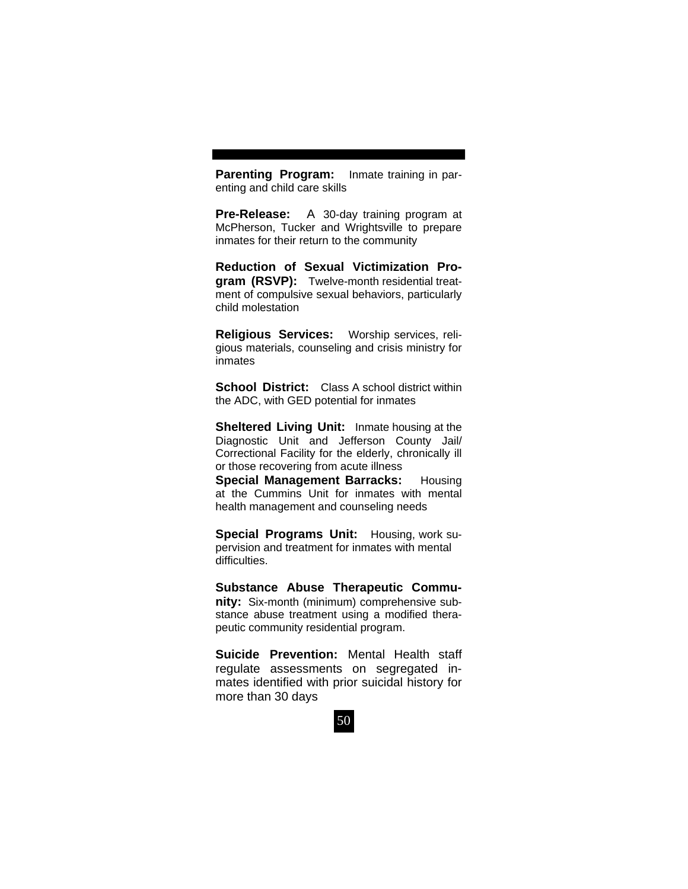**Parenting Program:** Inmate training in parenting and child care skills

**Pre-Release:** A 30-day training program at McPherson, Tucker and Wrightsville to prepare inmates for their return to the community

**Reduction of Sexual Victimization Program (RSVP):** Twelve-month residential treatment of compulsive sexual behaviors, particularly child molestation

**Religious Services:** Worship services, religious materials, counseling and crisis ministry for inmates

**School District:** Class A school district within the ADC, with GED potential for inmates

**Sheltered Living Unit:** Inmate housing at the Diagnostic Unit and Jefferson County Jail/ Correctional Facility for the elderly, chronically ill or those recovering from acute illness

**Special Management Barracks:** Housing at the Cummins Unit for inmates with mental health management and counseling needs

**Special Programs Unit:** Housing, work supervision and treatment for inmates with mental difficulties.

**Substance Abuse Therapeutic Community:** Six-month (minimum) comprehensive substance abuse treatment using a modified therapeutic community residential program.

**Suicide Prevention:** Mental Health staff regulate assessments on segregated inmates identified with prior suicidal history for more than 30 days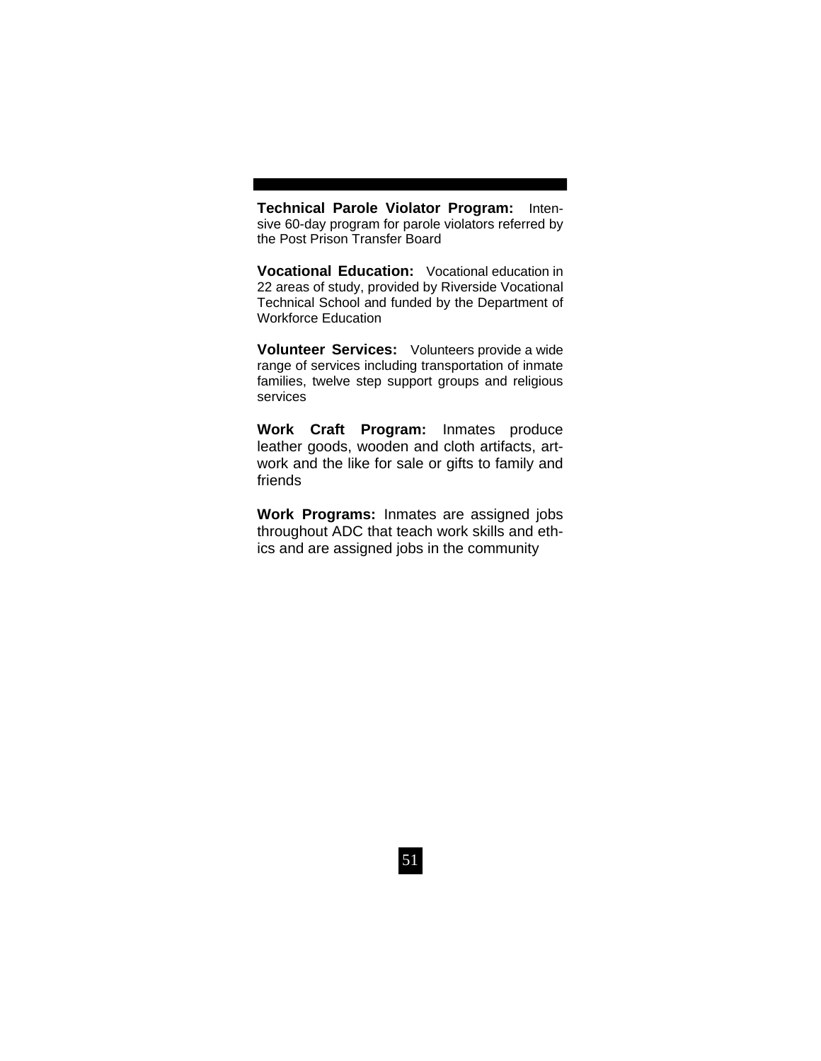**Technical Parole Violator Program:** Intensive 60-day program for parole violators referred by the Post Prison Transfer Board

**Vocational Education:** Vocational education in 22 areas of study, provided by Riverside Vocational Technical School and funded by the Department of Workforce Education

**Volunteer Services:** Volunteers provide a wide range of services including transportation of inmate families, twelve step support groups and religious services

**Work Craft Program:** Inmates produce leather goods, wooden and cloth artifacts, artwork and the like for sale or gifts to family and friends

**Work Programs:** Inmates are assigned jobs throughout ADC that teach work skills and ethics and are assigned jobs in the community